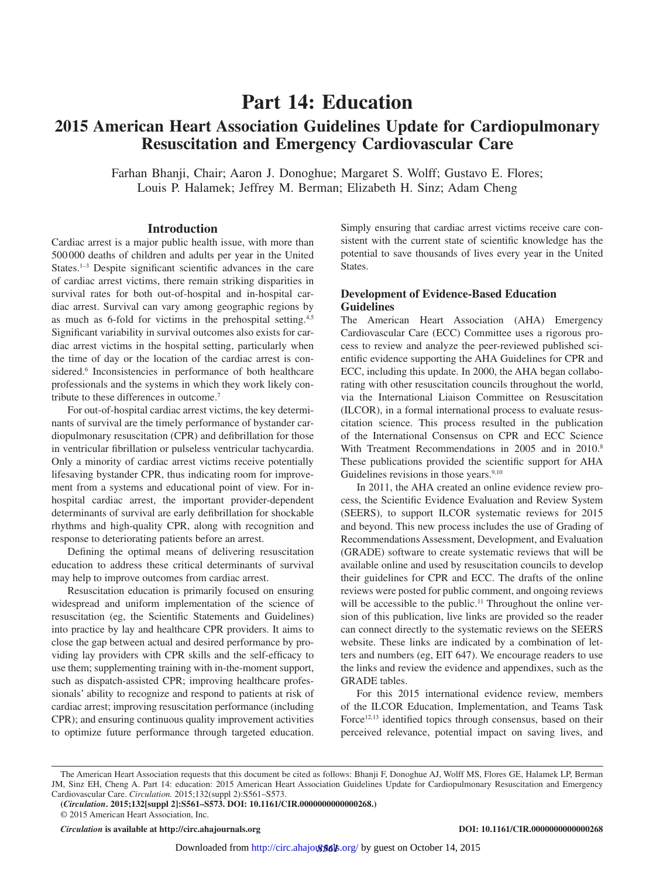# Part 14: Education

## 2015 American Heart Association Guidelines Update for Cardiopulmonary Resuscitation and Emergency Cardiovascular Care

Farhan Bhanji, Chair; Aaron J. Donoghue; Margaret S. Wolff; Gustavo E. Flores; Louis P. Halamek; Jeffrey M. Berman; Elizabeth H. Sinz; Adam Cheng

### Introduction

Cardiac arrest is a major public health issue, with more than 500 000 deaths of children and adults per year in the United States.[1–3] Despite significant scientific advances in the care of cardiac arrest victims, there remain striking disparities in survival rates for both out-of-hospital and in-hospital cardiac arrest. Survival can vary among geographic regions by as much as 6-fold for victims in the prehospital setting.[4,5] Significant variability in survival outcomes also exists for cardiac arrest victims in the hospital setting, particularly when the time of day or the location of the cardiac arrest is considered.[6] Inconsistencies in performance of both healthcare professionals and the systems in which they work likely contribute to these differences in outcome.[7]

For out-of-hospital cardiac arrest victims, the key determinants of survival are the timely performance of bystander cardiopulmonary resuscitation (CPR) and defibrillation for those in ventricular fibrillation or pulseless ventricular tachycardia. Only a minority of cardiac arrest victims receive potentially lifesaving bystander CPR, thus indicating room for improvement from a systems and educational point of view. For in-hospital cardiac arrest, the important provider-dependent determinants of survival are early defibrillation for shockable rhythms and high-quality CPR, along with recognition and response to deteriorating patients before an arrest.

Defining the optimal means of delivering resuscitation education to address these critical determinants of survival may help to improve outcomes from cardiac arrest.

Resuscitation education is primarily focused on ensuring widespread and uniform implementation of the science of resuscitation (eg, the Scientific Statements and Guidelines) into practice by lay and healthcare CPR providers. It aims to close the gap between actual and desired performance by providing lay providers with CPR skills and the self-efficacy to use them; supplementing training with in-the-moment support, such as dispatch-assisted CPR; improving healthcare professionals' ability to recognize and respond to patients at risk of cardiac arrest; improving resuscitation performance (including CPR); and ensuring continuous quality improvement activities to optimize future performance through targeted education. Simply ensuring that cardiac arrest victims receive care consistent with the current state of scientific knowledge has the potential to save thousands of lives every year in the United States.

### Development of Evidence-Based Education Guidelines

The American Heart Association (AHA) Emergency Cardiovascular Care (ECC) Committee uses a rigorous process to review and analyze the peer-reviewed published scientific evidence supporting the AHA Guidelines for CPR and ECC, including this update. In 2000, the AHA began collaborating with other resuscitation councils throughout the world, via the International Liaison Committee on Resuscitation (ILCOR), in a formal international process to evaluate resuscitation science. This process resulted in the publication of the International Consensus on CPR and ECC Science With Treatment Recommendations in 2005 and in 2010.[8] These publications provided the scientific support for AHA Guidelines revisions in those years.[9,10]

In 2011, the AHA created an online evidence review process, the Scientific Evidence Evaluation and Review System (SEERS), to support ILCOR systematic reviews for 2015 and beyond. This new process includes the use of Grading of Recommendations Assessment, Development, and Evaluation (GRADE) software to create systematic reviews that will be available online and used by resuscitation councils to develop their guidelines for CPR and ECC. The drafts of the online reviews were posted for public comment, and ongoing reviews will be accessible to the public.[11] Throughout the online version of this publication, live links are provided so the reader can connect directly to the systematic reviews on the SEERS website. These links are indicated by a combination of letters and numbers (eg, EIT 647). We encourage readers to use the links and review the evidence and appendixes, such as the GRADE tables.

For this 2015 international evidence review, members of the ILCOR Education, Implementation, and Teams Task Force[12,13] identified topics through consensus, based on their perceived relevance, potential impact on saving lives, and

The American Heart Association requests that this document be cited as follows: Bhanji F, Donoghue AJ, Wolff MS, Flores GE, Halamek LP, Berman JM, Sinz EH, Cheng A. Part 14: education: 2015 American Heart Association Guidelines Update for Cardiopulmonary Resuscitation and Emergency Cardiovascular Care. *Circulation.* 2015;132(suppl 2):S561–S573.

(*Circulation*. 2015;132[suppl 2]:S561–S573. DOI: 10.1161/CIR.0000000000000268.)

© 2015 American Heart Association, Inc.

*Circulation* is available at http://circ.ahajournals.org DOI: 10.1161/CIR.0000000000000268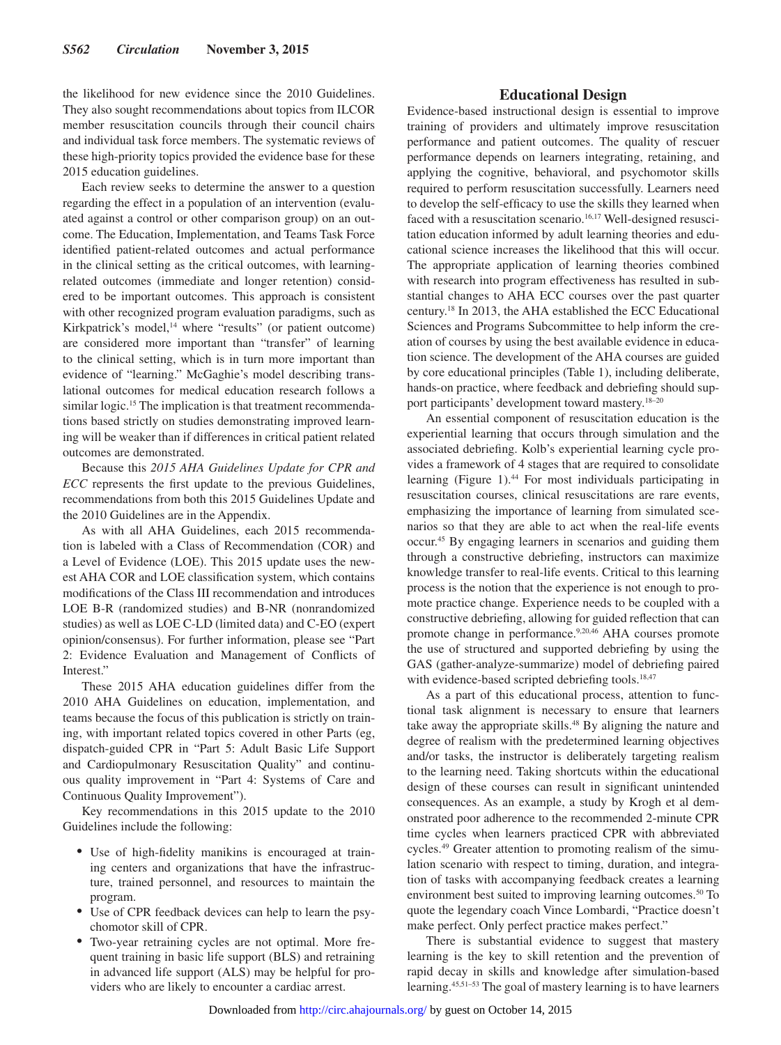the likelihood for new evidence since the 2010 Guidelines. They also sought recommendations about topics from ILCOR member resuscitation councils through their council chairs and individual task force members. The systematic reviews of these high-priority topics provided the evidence base for these 2015 education guidelines.

Each review seeks to determine the answer to a question regarding the effect in a population of an intervention (evaluated against a control or other comparison group) on an outcome. The Education, Implementation, and Teams Task Force identified patient-related outcomes and actual performance in the clinical setting as the critical outcomes, with learning-related outcomes (immediate and longer retention) considered to be important outcomes. This approach is consistent with other recognized program evaluation paradigms, such as Kirkpatrick's model,[14] where "results" (or patient outcome) are considered more important than "transfer" of learning to the clinical setting, which is in turn more important than evidence of "learning." McGaghie's model describing translational outcomes for medical education research follows a similar logic.[15] The implication is that treatment recommendations based strictly on studies demonstrating improved learning will be weaker than if differences in critical patient related outcomes are demonstrated.

Because this *2015 AHA Guidelines Update for CPR and ECC* represents the first update to the previous Guidelines, recommendations from both this 2015 Guidelines Update and the 2010 Guidelines are in the Appendix.

As with all AHA Guidelines, each 2015 recommendation is labeled with a Class of Recommendation (COR) and a Level of Evidence (LOE). This 2015 update uses the newest AHA COR and LOE classification system, which contains modifications of the Class III recommendation and introduces LOE B-R (randomized studies) and B-NR (nonrandomized studies) as well as LOE C-LD (limited data) and C-EO (expert opinion/consensus). For further information, please see "Part 2: Evidence Evaluation and Management of Conflicts of Interest."

These 2015 AHA education guidelines differ from the 2010 AHA Guidelines on education, implementation, and teams because the focus of this publication is strictly on training, with important related topics covered in other Parts (eg, dispatch-guided CPR in "Part 5: Adult Basic Life Support and Cardiopulmonary Resuscitation Quality" and continuous quality improvement in "Part 4: Systems of Care and Continuous Quality Improvement").

Key recommendations in this 2015 update to the 2010 Guidelines include the following:

- Use of high-fidelity manikins is encouraged at training centers and organizations that have the infrastructure, trained personnel, and resources to maintain the program.
- Use of CPR feedback devices can help to learn the psychomotor skill of CPR.
- Two-year retraining cycles are not optimal. More frequent training in basic life support (BLS) and retraining in advanced life support (ALS) may be helpful for providers who are likely to encounter a cardiac arrest.

## Educational Design

Evidence-based instructional design is essential to improve training of providers and ultimately improve resuscitation performance and patient outcomes. The quality of rescuer performance depends on learners integrating, retaining, and applying the cognitive, behavioral, and psychomotor skills required to perform resuscitation successfully. Learners need to develop the self-efficacy to use the skills they learned when faced with a resuscitation scenario.[16,17] Well-designed resuscitation education informed by adult learning theories and educational science increases the likelihood that this will occur. The appropriate application of learning theories combined with research into program effectiveness has resulted in substantial changes to AHA ECC courses over the past quarter century.[18] In 2013, the AHA established the ECC Educational Sciences and Programs Subcommittee to help inform the creation of courses by using the best available evidence in education science. The development of the AHA courses are guided by core educational principles (Table 1), including deliberate, hands-on practice, where feedback and debriefing should support participants' development toward mastery.[18–20]

An essential component of resuscitation education is the experiential learning that occurs through simulation and the associated debriefing. Kolb's experiential learning cycle provides a framework of 4 stages that are required to consolidate learning (Figure 1).[44] For most individuals participating in resuscitation courses, clinical resuscitations are rare events, emphasizing the importance of learning from simulated scenarios so that they are able to act when the real-life events occur.[45] By engaging learners in scenarios and guiding them through a constructive debriefing, instructors can maximize knowledge transfer to real-life events. Critical to this learning process is the notion that the experience is not enough to promote practice change. Experience needs to be coupled with a constructive debriefing, allowing for guided reflection that can promote change in performance.[9,20,46] AHA courses promote the use of structured and supported debriefing by using the GAS (gather-analyze-summarize) model of debriefing paired with evidence-based scripted debriefing tools.[18,47]

As a part of this educational process, attention to functional task alignment is necessary to ensure that learners take away the appropriate skills.[48] By aligning the nature and degree of realism with the predetermined learning objectives and/or tasks, the instructor is deliberately targeting realism to the learning need. Taking shortcuts within the educational design of these courses can result in significant unintended consequences. As an example, a study by Krogh et al demonstrated poor adherence to the recommended 2-minute CPR time cycles when learners practiced CPR with abbreviated cycles.[49] Greater attention to promoting realism of the simulation scenario with respect to timing, duration, and integration of tasks with accompanying feedback creates a learning environment best suited to improving learning outcomes.[50] To quote the legendary coach Vince Lombardi, "Practice doesn't make perfect. Only perfect practice makes perfect."

There is substantial evidence to suggest that mastery learning is the key to skill retention and the prevention of rapid decay in skills and knowledge after simulation-based learning.[45,51–53] The goal of mastery learning is to have learners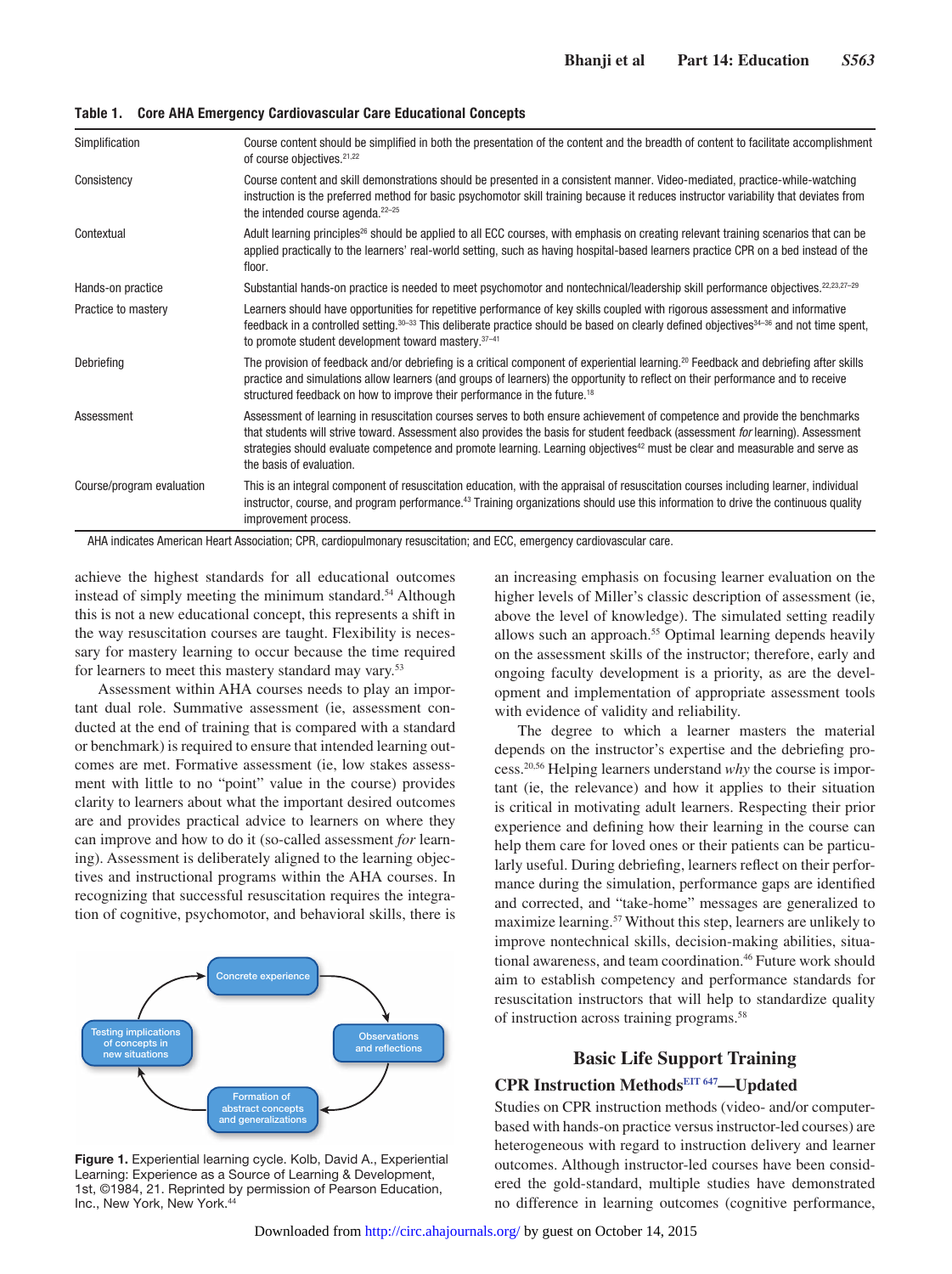**Table 1. Core AHA Emergency Cardiovascular Care Educational Concepts**

| | |
|---|---|
| Simplification | Course content should be simplified in both the presentation of the content and the breadth of content to facilitate accomplishment of course objectives.[21,22] |
| Consistency | Course content and skill demonstrations should be presented in a consistent manner. Video-mediated, practice-while-watching instruction is the preferred method for basic psychomotor skill training because it reduces instructor variability that deviates from the intended course agenda.[22–25] |
| Contextual | Adult learning principles[26] should be applied to all ECC courses, with emphasis on creating relevant training scenarios that can be applied practically to the learners' real-world setting, such as having hospital-based learners practice CPR on a bed instead of the floor. |
| Hands-on practice | Substantial hands-on practice is needed to meet psychomotor and nontechnical/leadership skill performance objectives.[22,23,27–29] |
| Practice to mastery | Learners should have opportunities for repetitive performance of key skills coupled with rigorous assessment and informative feedback in a controlled setting.[30–33] This deliberate practice should be based on clearly defined objectives[34–36] and not time spent, to promote student development toward mastery.[37–41] |
| Debriefing | The provision of feedback and/or debriefing is a critical component of experiential learning.[20] Feedback and debriefing after skills practice and simulations allow learners (and groups of learners) the opportunity to reflect on their performance and to receive structured feedback on how to improve their performance in the future.[18] |
| Assessment | Assessment of learning in resuscitation courses serves to both ensure achievement of competence and provide the benchmarks that students will strive toward. Assessment also provides the basis for student feedback (assessment *for* learning). Assessment strategies should evaluate competence and promote learning. Learning objectives[42] must be clear and measurable and serve as the basis of evaluation. |
| Course/program evaluation | This is an integral component of resuscitation education, with the appraisal of resuscitation courses including learner, individual instructor, course, and program performance.[43] Training organizations should use this information to drive the continuous quality improvement process. |

AHA indicates American Heart Association; CPR, cardiopulmonary resuscitation; and ECC, emergency cardiovascular care.

achieve the highest standards for all educational outcomes instead of simply meeting the minimum standard.[54] Although this is not a new educational concept, this represents a shift in the way resuscitation courses are taught. Flexibility is necessary for mastery learning to occur because the time required for learners to meet this mastery standard may vary.[53]

Assessment within AHA courses needs to play an important dual role. Summative assessment (ie, assessment conducted at the end of training that is compared with a standard or benchmark) is required to ensure that intended learning outcomes are met. Formative assessment (ie, low stakes assessment with little to no "point" value in the course) provides clarity to learners about what the important desired outcomes are and provides practical advice to learners on where they can improve and how to do it (so-called assessment *for* learning). Assessment is deliberately aligned to the learning objectives and instructional programs within the AHA courses. In recognizing that successful resuscitation requires the integration of cognitive, psychomotor, and behavioral skills, there is an increasing emphasis on focusing learner evaluation on the higher levels of Miller's classic description of assessment (ie, above the level of knowledge). The simulated setting readily allows such an approach.[55] Optimal learning depends heavily on the assessment skills of the instructor; therefore, early and ongoing faculty development is a priority, as are the development and implementation of appropriate assessment tools with evidence of validity and reliability.

Figure 1. Experiential learning cycle. Kolb, David A., Experiential Learning: Experience as a Source of Learning & Development, 1st, ©1984, 21. Reprinted by permission of Pearson Education, Inc., New York, New York.[44]

The degree to which a learner masters the material depends on the instructor's expertise and the debriefing process.[20,56] Helping learners understand *why* the course is important (ie, the relevance) and how it applies to their situation is critical in motivating adult learners. Respecting their prior experience and defining how their learning in the course can help them care for loved ones or their patients can be particularly useful. During debriefing, learners reflect on their performance during the simulation, performance gaps are identified and corrected, and "take-home" messages are generalized to maximize learning.[57] Without this step, learners are unlikely to improve nontechnical skills, decision-making abilities, situational awareness, and team coordination.[46] Future work should aim to establish competency and performance standards for resuscitation instructors that will help to standardize quality of instruction across training programs.[58]

## Basic Life Support Training

### CPR Instruction Methods[EIT 647]—Updated

Studies on CPR instruction methods (video- and/or computer-based with hands-on practice versus instructor-led courses) are heterogeneous with regard to instruction delivery and learner outcomes. Although instructor-led courses have been considered the gold-standard, multiple studies have demonstrated no difference in learning outcomes (cognitive performance,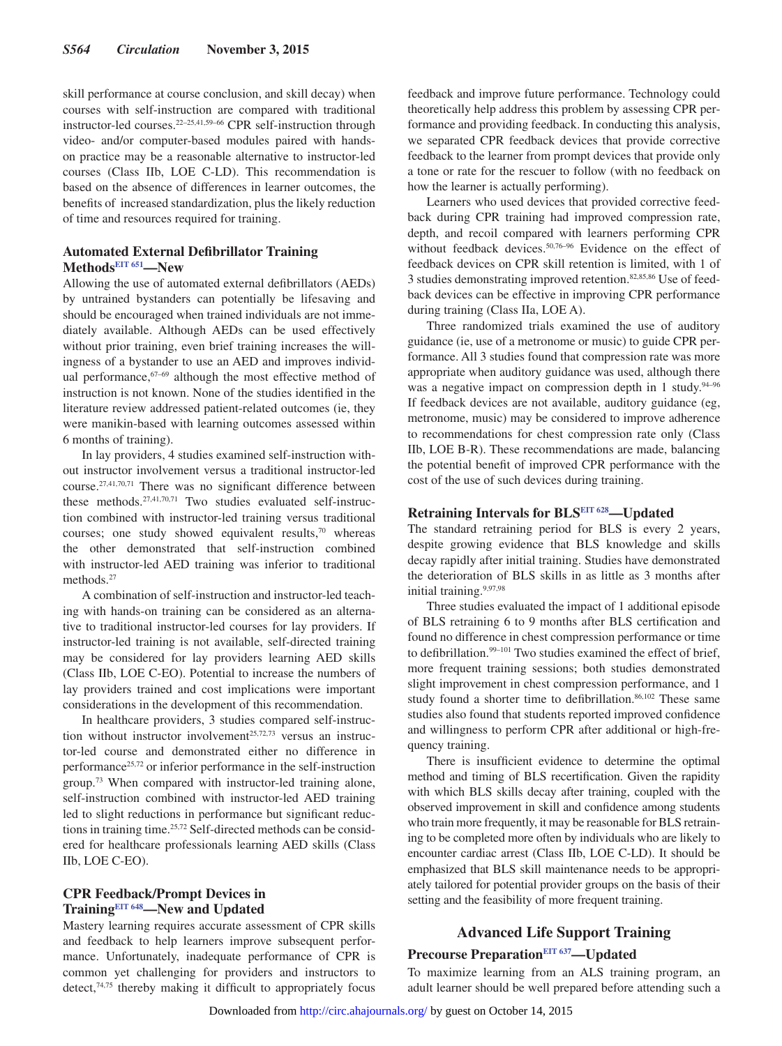skill performance at course conclusion, and skill decay) when courses with self-instruction are compared with traditional instructor-led courses.[22–25,41,59–66] CPR self-instruction through video- and/or computer-based modules paired with hands-on practice may be a reasonable alternative to instructor-led courses (Class IIb, LOE C-LD). This recommendation is based on the absence of differences in learner outcomes, the benefits of increased standardization, plus the likely reduction of time and resources required for training.

### Automated External Defibrillator Training Methods[EIT 651]—New

Allowing the use of automated external defibrillators (AEDs) by untrained bystanders can potentially be lifesaving and should be encouraged when trained individuals are not immediately available. Although AEDs can be used effectively without prior training, even brief training increases the willingness of a bystander to use an AED and improves individual performance,[67–69] although the most effective method of instruction is not known. None of the studies identified in the literature review addressed patient-related outcomes (ie, they were manikin-based with learning outcomes assessed within 6 months of training).

In lay providers, 4 studies examined self-instruction without instructor involvement versus a traditional instructor-led course.[27,41,70,71] There was no significant difference between these methods.[27,41,70,71] Two studies evaluated self-instruction combined with instructor-led training versus traditional courses; one study showed equivalent results,[70] whereas the other demonstrated that self-instruction combined with instructor-led AED training was inferior to traditional methods.[27]

A combination of self-instruction and instructor-led teaching with hands-on training can be considered as an alternative to traditional instructor-led courses for lay providers. If instructor-led training is not available, self-directed training may be considered for lay providers learning AED skills (Class IIb, LOE C-EO). Potential to increase the numbers of lay providers trained and cost implications were important considerations in the development of this recommendation.

In healthcare providers, 3 studies compared self-instruction without instructor involvement[25,72,73] versus an instructor-led course and demonstrated either no difference in performance[25,72] or inferior performance in the self-instruction group.[73] When compared with instructor-led training alone, self-instruction combined with instructor-led AED training led to slight reductions in performance but significant reductions in training time.[25,72] Self-directed methods can be considered for healthcare professionals learning AED skills (Class IIb, LOE C-EO).

### CPR Feedback/Prompt Devices in Training[EIT 648]—New and Updated

Mastery learning requires accurate assessment of CPR skills and feedback to help learners improve subsequent performance. Unfortunately, inadequate performance of CPR is common yet challenging for providers and instructors to detect,[74,75] thereby making it difficult to appropriately focus feedback and improve future performance. Technology could theoretically help address this problem by assessing CPR performance and providing feedback. In conducting this analysis, we separated CPR feedback devices that provide corrective feedback to the learner from prompt devices that provide only a tone or rate for the rescuer to follow (with no feedback on how the learner is actually performing).

Learners who used devices that provided corrective feedback during CPR training had improved compression rate, depth, and recoil compared with learners performing CPR without feedback devices.[50,76–96] Evidence on the effect of feedback devices on CPR skill retention is limited, with 1 of 3 studies demonstrating improved retention.[82,85,86] Use of feedback devices can be effective in improving CPR performance during training (Class IIa, LOE A).

Three randomized trials examined the use of auditory guidance (ie, use of a metronome or music) to guide CPR performance. All 3 studies found that compression rate was more appropriate when auditory guidance was used, although there was a negative impact on compression depth in 1 study.[94–96] If feedback devices are not available, auditory guidance (eg, metronome, music) may be considered to improve adherence to recommendations for chest compression rate only (Class IIb, LOE B-R). These recommendations are made, balancing the potential benefit of improved CPR performance with the cost of the use of such devices during training.

### Retraining Intervals for BLS[EIT 628]—Updated

The standard retraining period for BLS is every 2 years, despite growing evidence that BLS knowledge and skills decay rapidly after initial training. Studies have demonstrated the deterioration of BLS skills in as little as 3 months after initial training.[9,97,98]

Three studies evaluated the impact of 1 additional episode of BLS retraining 6 to 9 months after BLS certification and found no difference in chest compression performance or time to defibrillation.[99–101] Two studies examined the effect of brief, more frequent training sessions; both studies demonstrated slight improvement in chest compression performance, and 1 study found a shorter time to defibrillation.[86,102] These same studies also found that students reported improved confidence and willingness to perform CPR after additional or high-frequency training.

There is insufficient evidence to determine the optimal method and timing of BLS recertification. Given the rapidity with which BLS skills decay after training, coupled with the observed improvement in skill and confidence among students who train more frequently, it may be reasonable for BLS retraining to be completed more often by individuals who are likely to encounter cardiac arrest (Class IIb, LOE C-LD). It should be emphasized that BLS skill maintenance needs to be appropriately tailored for potential provider groups on the basis of their setting and the feasibility of more frequent training.

## Advanced Life Support Training

### Precourse Preparation[EIT 637]—Updated

To maximize learning from an ALS training program, an adult learner should be well prepared before attending such a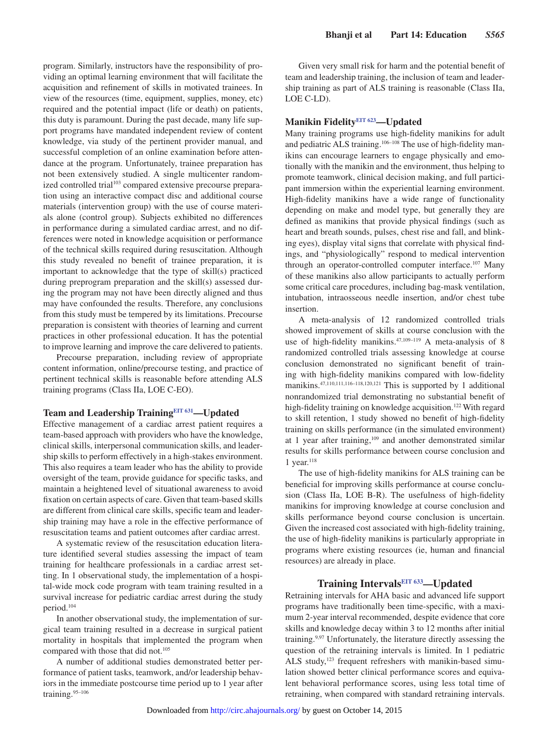program. Similarly, instructors have the responsibility of providing an optimal learning environment that will facilitate the acquisition and refinement of skills in motivated trainees. In view of the resources (time, equipment, supplies, money, etc) required and the potential impact (life or death) on patients, this duty is paramount. During the past decade, many life support programs have mandated independent review of content knowledge, via study of the pertinent provider manual, and successful completion of an online examination before attendance at the program. Unfortunately, trainee preparation has not been extensively studied. A single multicenter randomized controlled trial[103] compared extensive precourse preparation using an interactive compact disc and additional course materials (intervention group) with the use of course materials alone (control group). Subjects exhibited no differences in performance during a simulated cardiac arrest, and no differences were noted in knowledge acquisition or performance of the technical skills required during resuscitation. Although this study revealed no benefit of trainee preparation, it is important to acknowledge that the type of skill(s) practiced during preprogram preparation and the skill(s) assessed during the program may not have been directly aligned and thus may have confounded the results. Therefore, any conclusions from this study must be tempered by its limitations. Precourse preparation is consistent with theories of learning and current practices in other professional education. It has the potential to improve learning and improve the care delivered to patients.

Precourse preparation, including review of appropriate content information, online/precourse testing, and practice of pertinent technical skills is reasonable before attending ALS training programs (Class IIa, LOE C-EO).

### Team and Leadership Training[EIT 631]—Updated

Effective management of a cardiac arrest patient requires a team-based approach with providers who have the knowledge, clinical skills, interpersonal communication skills, and leadership skills to perform effectively in a high-stakes environment. This also requires a team leader who has the ability to provide oversight of the team, provide guidance for specific tasks, and maintain a heightened level of situational awareness to avoid fixation on certain aspects of care. Given that team-based skills are different from clinical care skills, specific team and leadership training may have a role in the effective performance of resuscitation teams and patient outcomes after cardiac arrest.

A systematic review of the resuscitation education literature identified several studies assessing the impact of team training for healthcare professionals in a cardiac arrest setting. In 1 observational study, the implementation of a hospital-wide mock code program with team training resulted in a survival increase for pediatric cardiac arrest during the study period.[104]

In another observational study, the implementation of surgical team training resulted in a decrease in surgical patient mortality in hospitals that implemented the program when compared with those that did not.[105]

A number of additional studies demonstrated better performance of patient tasks, teamwork, and/or leadership behaviors in the immediate postcourse time period up to 1 year after training.[95–106]

Given very small risk for harm and the potential benefit of team and leadership training, the inclusion of team and leadership training as part of ALS training is reasonable (Class IIa, LOE C-LD).

### Manikin Fidelity[EIT 623]—Updated

Many training programs use high-fidelity manikins for adult and pediatric ALS training.[106–108] The use of high-fidelity manikins can encourage learners to engage physically and emotionally with the manikin and the environment, thus helping to promote teamwork, clinical decision making, and full participant immersion within the experiential learning environment. High-fidelity manikins have a wide range of functionality depending on make and model type, but generally they are defined as manikins that provide physical findings (such as heart and breath sounds, pulses, chest rise and fall, and blinking eyes), display vital signs that correlate with physical findings, and "physiologically" respond to medical intervention through an operator-controlled computer interface.[107] Many of these manikins also allow participants to actually perform some critical care procedures, including bag-mask ventilation, intubation, intraosseous needle insertion, and/or chest tube insertion.

A meta-analysis of 12 randomized controlled trials showed improvement of skills at course conclusion with the use of high-fidelity manikins.[47,109–119] A meta-analysis of 8 randomized controlled trials assessing knowledge at course conclusion demonstrated no significant benefit of training with high-fidelity manikins compared with low-fidelity manikins.[47,110,111,116–118,120,121] This is supported by 1 additional nonrandomized trial demonstrating no substantial benefit of high-fidelity training on knowledge acquisition.[122] With regard to skill retention, 1 study showed no benefit of high-fidelity training on skills performance (in the simulated environment) at 1 year after training,[109] and another demonstrated similar results for skills performance between course conclusion and 1 year.[118]

The use of high-fidelity manikins for ALS training can be beneficial for improving skills performance at course conclusion (Class IIa, LOE B-R). The usefulness of high-fidelity manikins for improving knowledge at course conclusion and skills performance beyond course conclusion is uncertain. Given the increased cost associated with high-fidelity training, the use of high-fidelity manikins is particularly appropriate in programs where existing resources (ie, human and financial resources) are already in place.

## Training Intervals[EIT 633]—Updated

Retraining intervals for AHA basic and advanced life support programs have traditionally been time-specific, with a maximum 2-year interval recommended, despite evidence that core skills and knowledge decay within 3 to 12 months after initial training.[9,97] Unfortunately, the literature directly assessing the question of the retraining intervals is limited. In 1 pediatric ALS study,[123] frequent refreshers with manikin-based simulation showed better clinical performance scores and equivalent behavioral performance scores, using less total time of retraining, when compared with standard retraining intervals.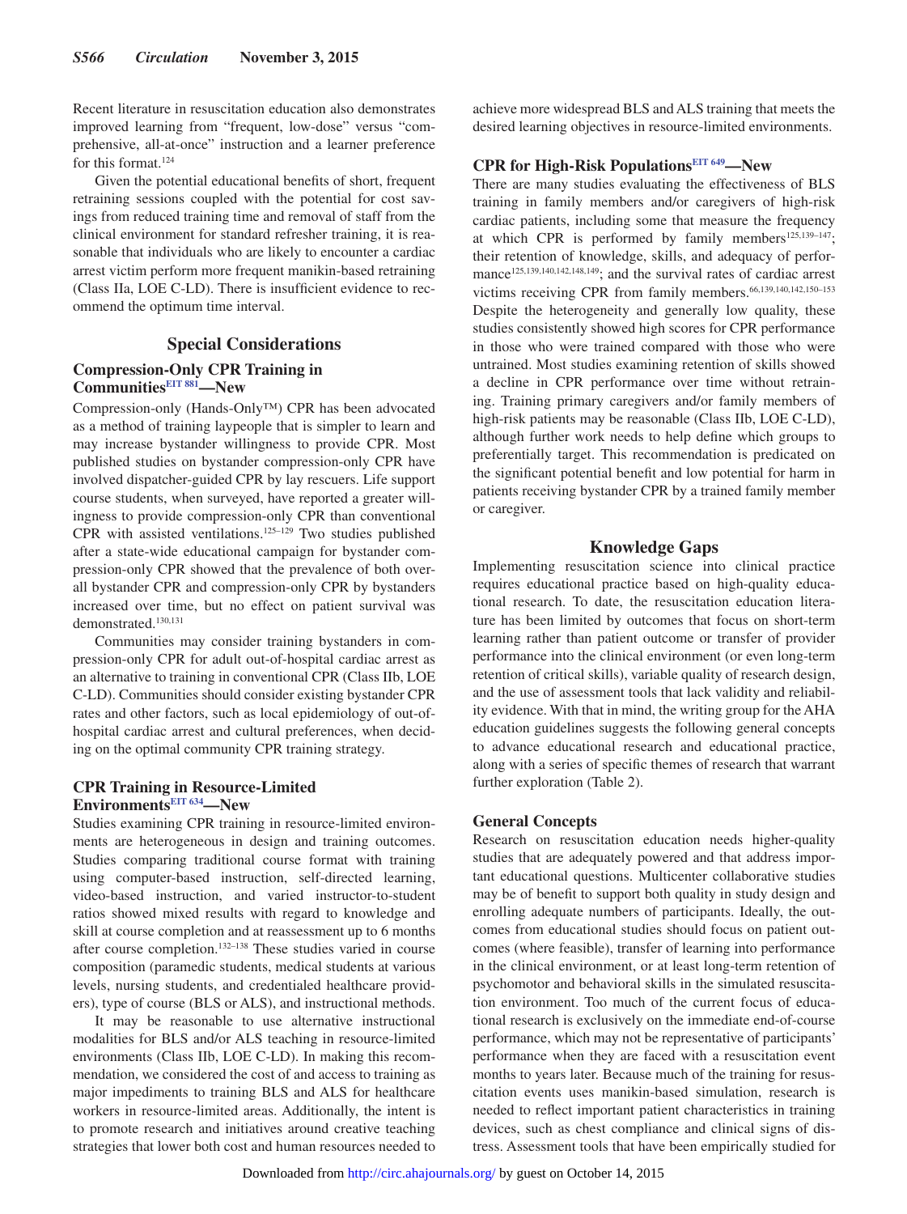Recent literature in resuscitation education also demonstrates improved learning from "frequent, low-dose" versus "comprehensive, all-at-once" instruction and a learner preference for this format.[124]

Given the potential educational benefits of short, frequent retraining sessions coupled with the potential for cost savings from reduced training time and removal of staff from the clinical environment for standard refresher training, it is reasonable that individuals who are likely to encounter a cardiac arrest victim perform more frequent manikin-based retraining (Class IIa, LOE C-LD). There is insufficient evidence to recommend the optimum time interval.

## Special Considerations

### Compression-Only CPR Training in Communities[EIT 881]—New

Compression-only (Hands-Only™) CPR has been advocated as a method of training laypeople that is simpler to learn and may increase bystander willingness to provide CPR. Most published studies on bystander compression-only CPR have involved dispatcher-guided CPR by lay rescuers. Life support course students, when surveyed, have reported a greater willingness to provide compression-only CPR than conventional CPR with assisted ventilations.[125–129] Two studies published after a state-wide educational campaign for bystander compression-only CPR showed that the prevalence of both overall bystander CPR and compression-only CPR by bystanders increased over time, but no effect on patient survival was demonstrated.[130,131]

Communities may consider training bystanders in compression-only CPR for adult out-of-hospital cardiac arrest as an alternative to training in conventional CPR (Class IIb, LOE C-LD). Communities should consider existing bystander CPR rates and other factors, such as local epidemiology of out-of-hospital cardiac arrest and cultural preferences, when deciding on the optimal community CPR training strategy.

### CPR Training in Resource-Limited Environments[EIT 634]—New

Studies examining CPR training in resource-limited environments are heterogeneous in design and training outcomes. Studies comparing traditional course format with training using computer-based instruction, self-directed learning, video-based instruction, and varied instructor-to-student ratios showed mixed results with regard to knowledge and skill at course completion and at reassessment up to 6 months after course completion.[132–138] These studies varied in course composition (paramedic students, medical students at various levels, nursing students, and credentialed healthcare providers), type of course (BLS or ALS), and instructional methods.

It may be reasonable to use alternative instructional modalities for BLS and/or ALS teaching in resource-limited environments (Class IIb, LOE C-LD). In making this recommendation, we considered the cost of and access to training as major impediments to training BLS and ALS for healthcare workers in resource-limited areas. Additionally, the intent is to promote research and initiatives around creative teaching strategies that lower both cost and human resources needed to achieve more widespread BLS and ALS training that meets the desired learning objectives in resource-limited environments.

### CPR for High-Risk Populations[EIT 649]—New

There are many studies evaluating the effectiveness of BLS training in family members and/or caregivers of high-risk cardiac patients, including some that measure the frequency at which CPR is performed by family members[125,139–147]; their retention of knowledge, skills, and adequacy of performance[125,139,140,142,148,149]; and the survival rates of cardiac arrest victims receiving CPR from family members.[66,139,140,142,150–153] Despite the heterogeneity and generally low quality, these studies consistently showed high scores for CPR performance in those who were trained compared with those who were untrained. Most studies examining retention of skills showed a decline in CPR performance over time without retraining. Training primary caregivers and/or family members of high-risk patients may be reasonable (Class IIb, LOE C-LD), although further work needs to help define which groups to preferentially target. This recommendation is predicated on the significant potential benefit and low potential for harm in patients receiving bystander CPR by a trained family member or caregiver.

## Knowledge Gaps

Implementing resuscitation science into clinical practice requires educational practice based on high-quality educational research. To date, the resuscitation education literature has been limited by outcomes that focus on short-term learning rather than patient outcome or transfer of provider performance into the clinical environment (or even long-term retention of critical skills), variable quality of research design, and the use of assessment tools that lack validity and reliability evidence. With that in mind, the writing group for the AHA education guidelines suggests the following general concepts to advance educational research and educational practice, along with a series of specific themes of research that warrant further exploration (Table 2).

### General Concepts

Research on resuscitation education needs higher-quality studies that are adequately powered and that address important educational questions. Multicenter collaborative studies may be of benefit to support both quality in study design and enrolling adequate numbers of participants. Ideally, the outcomes from educational studies should focus on patient outcomes (where feasible), transfer of learning into performance in the clinical environment, or at least long-term retention of psychomotor and behavioral skills in the simulated resuscitation environment. Too much of the current focus of educational research is exclusively on the immediate end-of-course performance, which may not be representative of participants' performance when they are faced with a resuscitation event months to years later. Because much of the training for resuscitation events uses manikin-based simulation, research is needed to reflect important patient characteristics in training devices, such as chest compliance and clinical signs of distress. Assessment tools that have been empirically studied for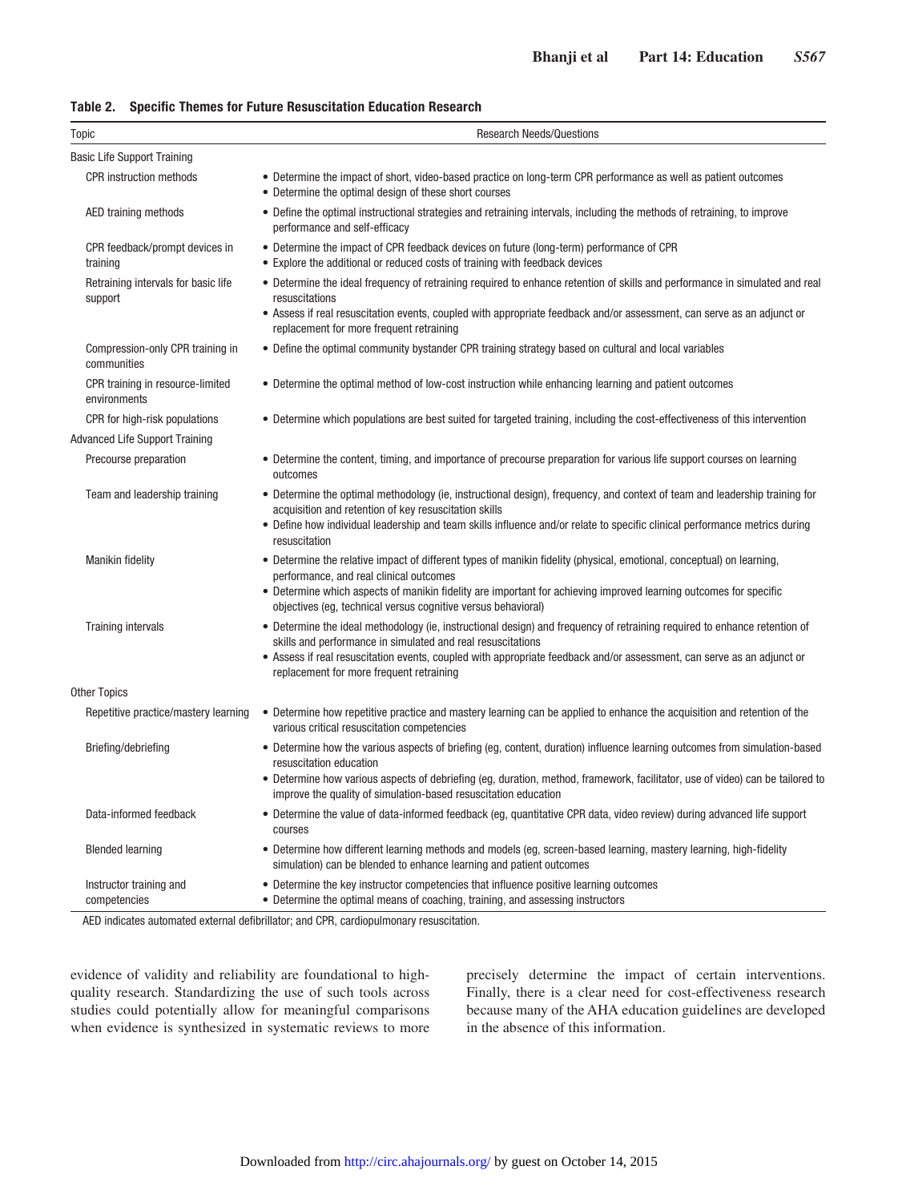**Table 2. Specific Themes for Future Resuscitation Education Research**

| Topic | Research Needs/Questions |
|---|---|
| **Basic Life Support Training** | |
| CPR instruction methods | • Determine the impact of short, video-based practice on long-term CPR performance as well as patient outcomes<br>• Determine the optimal design of these short courses |
| AED training methods | • Define the optimal instructional strategies and retraining intervals, including the methods of retraining, to improve performance and self-efficacy |
| CPR feedback/prompt devices in training | • Determine the impact of CPR feedback devices on future (long-term) performance of CPR<br>• Explore the additional or reduced costs of training with feedback devices |
| Retraining intervals for basic life support | • Determine the ideal frequency of retraining required to enhance retention of skills and performance in simulated and real resuscitations<br>• Assess if real resuscitation events, coupled with appropriate feedback and/or assessment, can serve as an adjunct or replacement for more frequent retraining |
| Compression-only CPR training in communities | • Define the optimal community bystander CPR training strategy based on cultural and local variables |
| CPR training in resource-limited environments | • Determine the optimal method of low-cost instruction while enhancing learning and patient outcomes |
| CPR for high-risk populations | • Determine which populations are best suited for targeted training, including the cost-effectiveness of this intervention |
| **Advanced Life Support Training** | |
| Precourse preparation | • Determine the content, timing, and importance of precourse preparation for various life support courses on learning outcomes |
| Team and leadership training | • Determine the optimal methodology (ie, instructional design), frequency, and context of team and leadership training for acquisition and retention of key resuscitation skills<br>• Define how individual leadership and team skills influence and/or relate to specific clinical performance metrics during resuscitation |
| Manikin fidelity | • Determine the relative impact of different types of manikin fidelity (physical, emotional, conceptual) on learning, performance, and real clinical outcomes<br>• Determine which aspects of manikin fidelity are important for achieving improved learning outcomes for specific objectives (eg, technical versus cognitive versus behavioral) |
| Training intervals | • Determine the ideal methodology (ie, instructional design) and frequency of retraining required to enhance retention of skills and performance in simulated and real resuscitations<br>• Assess if real resuscitation events, coupled with appropriate feedback and/or assessment, can serve as an adjunct or replacement for more frequent retraining |
| **Other Topics** | |
| Repetitive practice/mastery learning | • Determine how repetitive practice and mastery learning can be applied to enhance the acquisition and retention of the various critical resuscitation competencies |
| Briefing/debriefing | • Determine how the various aspects of briefing (eg, content, duration) influence learning outcomes from simulation-based resuscitation education<br>• Determine how various aspects of debriefing (eg, duration, method, framework, facilitator, use of video) can be tailored to improve the quality of simulation-based resuscitation education |
| Data-informed feedback | • Determine the value of data-informed feedback (eg, quantitative CPR data, video review) during advanced life support courses |
| Blended learning | • Determine how different learning methods and models (eg, screen-based learning, mastery learning, high-fidelity simulation) can be blended to enhance learning and patient outcomes |
| Instructor training and competencies | • Determine the key instructor competencies that influence positive learning outcomes<br>• Determine the optimal means of coaching, training, and assessing instructors |

AED indicates automated external defibrillator; and CPR, cardiopulmonary resuscitation.

evidence of validity and reliability are foundational to high-quality research. Standardizing the use of such tools across studies could potentially allow for meaningful comparisons when evidence is synthesized in systematic reviews to more precisely determine the impact of certain interventions. Finally, there is a clear need for cost-effectiveness research because many of the AHA education guidelines are developed in the absence of this information.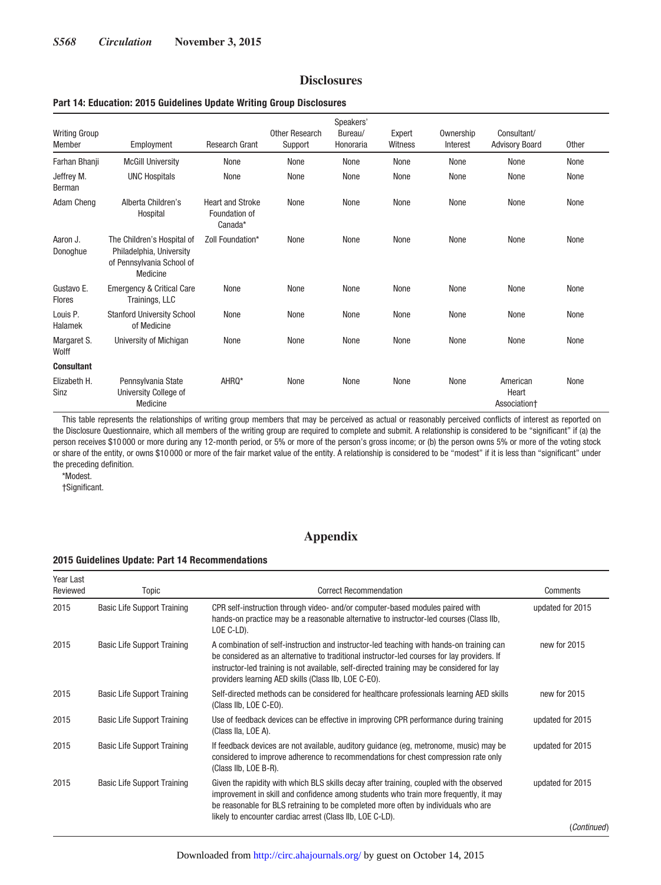# Disclosures

**Part 14: Education: 2015 Guidelines Update Writing Group Disclosures**

| Writing Group Member | Employment | Research Grant | Other Research Support | Speakers' Bureau/ Honoraria | Expert Witness | Ownership Interest | Consultant/ Advisory Board | Other |
|---|---|---|---|---|---|---|---|---|
| Farhan Bhanji | McGill University | None | None | None | None | None | None | None |
| Jeffrey M. Berman | UNC Hospitals | None | None | None | None | None | None | None |
| Adam Cheng | Alberta Children's Hospital | Heart and Stroke Foundation of Canada* | None | None | None | None | None | None |
| Aaron J. Donoghue | The Children's Hospital of Philadelphia, University of Pennsylvania School of Medicine | Zoll Foundation* | None | None | None | None | None | None |
| Gustavo E. Flores | Emergency & Critical Care Trainings, LLC | None | None | None | None | None | None | None |
| Louis P. Halamek | Stanford University School of Medicine | None | None | None | None | None | None | None |
| Margaret S. Wolff | University of Michigan | None | None | None | None | None | None | None |
| **Consultant** | | | | | | | | |
| Elizabeth H. Sinz | Pennsylvania State University College of Medicine | AHRQ* | None | None | None | None | American Heart Association† | None |

This table represents the relationships of writing group members that may be perceived as actual or reasonably perceived conflicts of interest as reported on the Disclosure Questionnaire, which all members of the writing group are required to complete and submit. A relationship is considered to be "significant" if (a) the person receives $10 000 or more during any 12-month period, or 5% or more of the person's gross income; or (b) the person owns 5% or more of the voting stock or share of the entity, or owns $10 000 or more of the fair market value of the entity. A relationship is considered to be "modest" if it is less than "significant" under the preceding definition.

*Modest.

†Significant.

# Appendix

**2015 Guidelines Update: Part 14 Recommendations**

| Year Last Reviewed | Topic | Correct Recommendation | Comments |
|---|---|---|---|
| 2015 | Basic Life Support Training | CPR self-instruction through video- and/or computer-based modules paired with hands-on practice may be a reasonable alternative to instructor-led courses (Class IIb, LOE C-LD). | updated for 2015 |
| 2015 | Basic Life Support Training | A combination of self-instruction and instructor-led teaching with hands-on training can be considered as an alternative to traditional instructor-led courses for lay providers. If instructor-led training is not available, self-directed training may be considered for lay providers learning AED skills (Class IIb, LOE C-EO). | new for 2015 |
| 2015 | Basic Life Support Training | Self-directed methods can be considered for healthcare professionals learning AED skills (Class IIb, LOE C-EO). | new for 2015 |
| 2015 | Basic Life Support Training | Use of feedback devices can be effective in improving CPR performance during training (Class IIa, LOE A). | updated for 2015 |
| 2015 | Basic Life Support Training | If feedback devices are not available, auditory guidance (eg, metronome, music) may be considered to improve adherence to recommendations for chest compression rate only (Class IIb, LOE B-R). | updated for 2015 |
| 2015 | Basic Life Support Training | Given the rapidity with which BLS skills decay after training, coupled with the observed improvement in skill and confidence among students who train more frequently, it may be reasonable for BLS retraining to be completed more often by individuals who are likely to encounter cardiac arrest (Class IIb, LOE C-LD). | updated for 2015 |

(*Continued*)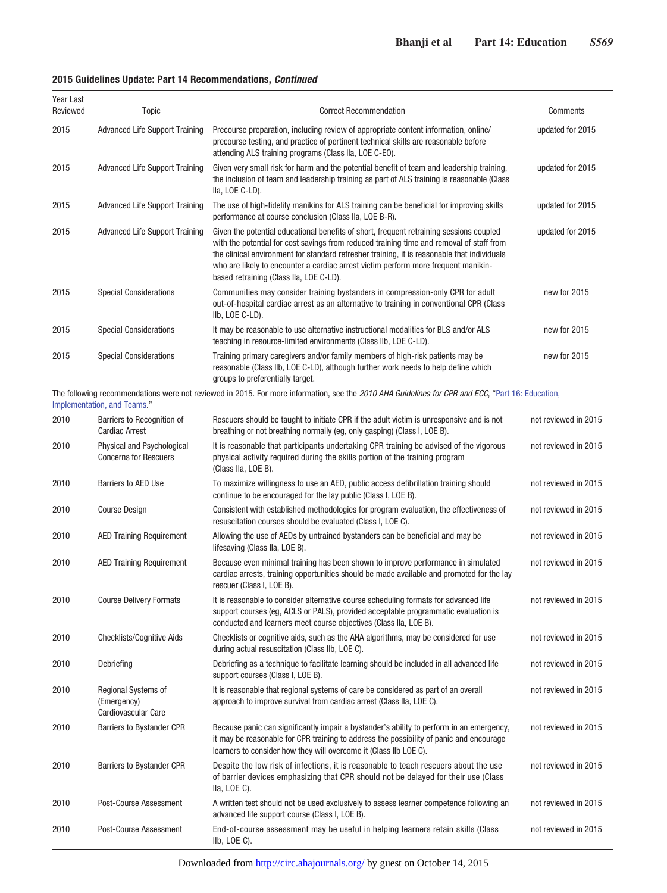**2015 Guidelines Update: Part 14 Recommendations, *Continued***

| Year Last Reviewed | Topic | Correct Recommendation | Comments |
|---|---|---|---|
| 2015 | Advanced Life Support Training | Precourse preparation, including review of appropriate content information, online/precourse testing, and practice of pertinent technical skills are reasonable before attending ALS training programs (Class IIa, LOE C-EO). | updated for 2015 |
| 2015 | Advanced Life Support Training | Given very small risk for harm and the potential benefit of team and leadership training, the inclusion of team and leadership training as part of ALS training is reasonable (Class IIa, LOE C-LD). | updated for 2015 |
| 2015 | Advanced Life Support Training | The use of high-fidelity manikins for ALS training can be beneficial for improving skills performance at course conclusion (Class IIa, LOE B-R). | updated for 2015 |
| 2015 | Advanced Life Support Training | Given the potential educational benefits of short, frequent retraining sessions coupled with the potential for cost savings from reduced training time and removal of staff from the clinical environment for standard refresher training, it is reasonable that individuals who are likely to encounter a cardiac arrest victim perform more frequent manikin-based retraining (Class IIa, LOE C-LD). | updated for 2015 |
| 2015 | Special Considerations | Communities may consider training bystanders in compression-only CPR for adult out-of-hospital cardiac arrest as an alternative to training in conventional CPR (Class IIb, LOE C-LD). | new for 2015 |
| 2015 | Special Considerations | It may be reasonable to use alternative instructional modalities for BLS and/or ALS teaching in resource-limited environments (Class IIb, LOE C-LD). | new for 2015 |
| 2015 | Special Considerations | Training primary caregivers and/or family members of high-risk patients may be reasonable (Class IIb, LOE C-LD), although further work needs to help define which groups to preferentially target. | new for 2015 |
| The following recommendations were not reviewed in 2015. For more information, see the *2010 AHA Guidelines for CPR and ECC*, "Part 16: Education, Implementation, and Teams." | | | |
| 2010 | Barriers to Recognition of Cardiac Arrest | Rescuers should be taught to initiate CPR if the adult victim is unresponsive and is not breathing or not breathing normally (eg, only gasping) (Class I, LOE B). | not reviewed in 2015 |
| 2010 | Physical and Psychological Concerns for Rescuers | It is reasonable that participants undertaking CPR training be advised of the vigorous physical activity required during the skills portion of the training program (Class IIa, LOE B). | not reviewed in 2015 |
| 2010 | Barriers to AED Use | To maximize willingness to use an AED, public access defibrillation training should continue to be encouraged for the lay public (Class I, LOE B). | not reviewed in 2015 |
| 2010 | Course Design | Consistent with established methodologies for program evaluation, the effectiveness of resuscitation courses should be evaluated (Class I, LOE C). | not reviewed in 2015 |
| 2010 | AED Training Requirement | Allowing the use of AEDs by untrained bystanders can be beneficial and may be lifesaving (Class IIa, LOE B). | not reviewed in 2015 |
| 2010 | AED Training Requirement | Because even minimal training has been shown to improve performance in simulated cardiac arrests, training opportunities should be made available and promoted for the lay rescuer (Class I, LOE B). | not reviewed in 2015 |
| 2010 | Course Delivery Formats | It is reasonable to consider alternative course scheduling formats for advanced life support courses (eg, ACLS or PALS), provided acceptable programmatic evaluation is conducted and learners meet course objectives (Class IIa, LOE B). | not reviewed in 2015 |
| 2010 | Checklists/Cognitive Aids | Checklists or cognitive aids, such as the AHA algorithms, may be considered for use during actual resuscitation (Class IIb, LOE C). | not reviewed in 2015 |
| 2010 | Debriefing | Debriefing as a technique to facilitate learning should be included in all advanced life support courses (Class I, LOE B). | not reviewed in 2015 |
| 2010 | Regional Systems of (Emergency) Cardiovascular Care | It is reasonable that regional systems of care be considered as part of an overall approach to improve survival from cardiac arrest (Class IIa, LOE C). | not reviewed in 2015 |
| 2010 | Barriers to Bystander CPR | Because panic can significantly impair a bystander's ability to perform in an emergency, it may be reasonable for CPR training to address the possibility of panic and encourage learners to consider how they will overcome it (Class IIb LOE C). | not reviewed in 2015 |
| 2010 | Barriers to Bystander CPR | Despite the low risk of infections, it is reasonable to teach rescuers about the use of barrier devices emphasizing that CPR should not be delayed for their use (Class IIa, LOE C). | not reviewed in 2015 |
| 2010 | Post-Course Assessment | A written test should not be used exclusively to assess learner competence following an advanced life support course (Class I, LOE B). | not reviewed in 2015 |
| 2010 | Post-Course Assessment | End-of-course assessment may be useful in helping learners retain skills (Class IIb, LOE C). | not reviewed in 2015 |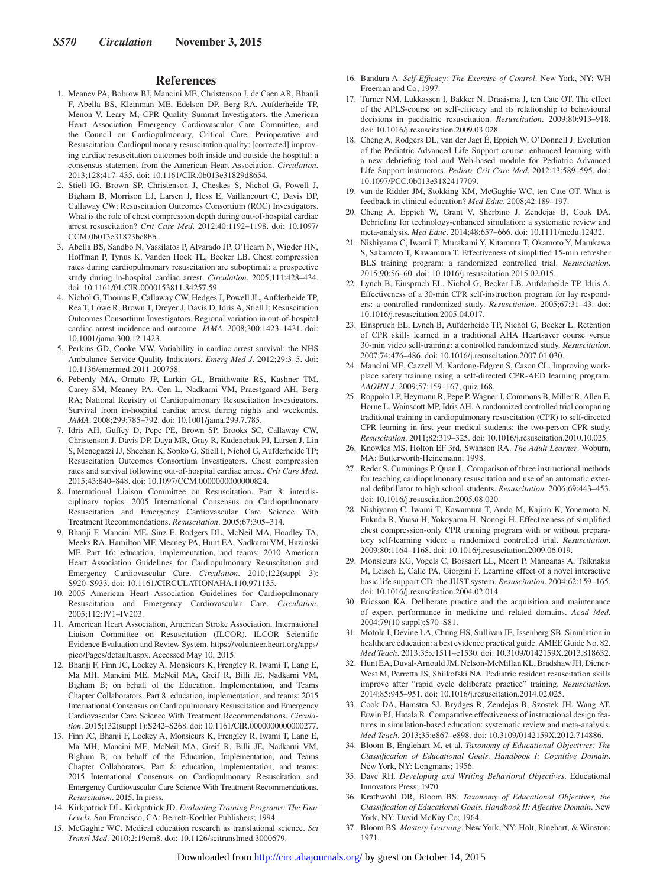## References

1. Meaney PA, Bobrow BJ, Mancini ME, Christenson J, de Caen AR, Bhanji F, Abella BS, Kleinman ME, Edelson DP, Berg RA, Aufderheide TP, Menon V, Leary M; CPR Quality Summit Investigators, the American Heart Association Emergency Cardiovascular Care Committee, and the Council on Cardiopulmonary, Critical Care, Perioperative and Resuscitation. Cardiopulmonary resuscitation quality: [corrected] improving cardiac resuscitation outcomes both inside and outside the hospital: a consensus statement from the American Heart Association. *Circulation*. 2013;128:417–435. doi: 10.1161/CIR.0b013e31829d8654.
2. Stiell IG, Brown SP, Christenson J, Cheskes S, Nichol G, Powell J, Bigham B, Morrison LJ, Larsen J, Hess E, Vaillancourt C, Davis DP, Callaway CW; Resuscitation Outcomes Consortium (ROC) Investigators. What is the role of chest compression depth during out-of-hospital cardiac arrest resuscitation? *Crit Care Med*. 2012;40:1192–1198. doi: 10.1097/CCM.0b013e31823bc8bb.
3. Abella BS, Sandbo N, Vassilatos P, Alvarado JP, O'Hearn N, Wigder HN, Hoffman P, Tynus K, Vanden Hoek TL, Becker LB. Chest compression rates during cardiopulmonary resuscitation are suboptimal: a prospective study during in-hospital cardiac arrest. *Circulation*. 2005;111:428–434. doi: 10.1161/01.CIR.0000153811.84257.59.
4. Nichol G, Thomas E, Callaway CW, Hedges J, Powell JL, Aufderheide TP, Rea T, Lowe R, Brown T, Dreyer J, Davis D, Idris A, Stiell I; Resuscitation Outcomes Consortium Investigators. Regional variation in out-of-hospital cardiac arrest incidence and outcome. *JAMA*. 2008;300:1423–1431. doi: 10.1001/jama.300.12.1423.
5. Perkins GD, Cooke MW. Variability in cardiac arrest survival: the NHS Ambulance Service Quality Indicators. *Emerg Med J*. 2012;29:3–5. doi: 10.1136/emermed-2011-200758.
6. Peberdy MA, Ornato JP, Larkin GL, Braithwaite RS, Kashner TM, Carey SM, Meaney PA, Cen L, Nadkarni VM, Praestgaard AH, Berg RA; National Registry of Cardiopulmonary Resuscitation Investigators. Survival from in-hospital cardiac arrest during nights and weekends. *JAMA*. 2008;299:785–792. doi: 10.1001/jama.299.7.785.
7. Idris AH, Guffey D, Pepe PE, Brown SP, Brooks SC, Callaway CW, Christenson J, Davis DP, Daya MR, Gray R, Kudenchuk PJ, Larsen J, Lin S, Menegazzi JJ, Sheehan K, Sopko G, Stiell I, Nichol G, Aufderheide TP; Resuscitation Outcomes Consortium Investigators. Chest compression rates and survival following out-of-hospital cardiac arrest. *Crit Care Med*. 2015;43:840–848. doi: 10.1097/CCM.0000000000000824.
8. International Liaison Committee on Resuscitation. Part 8: interdisciplinary topics: 2005 International Consensus on Cardiopulmonary Resuscitation and Emergency Cardiovascular Care Science With Treatment Recommendations. *Resuscitation*. 2005;67:305–314.
9. Bhanji F, Mancini ME, Sinz E, Rodgers DL, McNeil MA, Hoadley TA, Meeks RA, Hamilton MF, Meaney PA, Hunt EA, Nadkarni VM, Hazinski MF. Part 16: education, implementation, and teams: 2010 American Heart Association Guidelines for Cardiopulmonary Resuscitation and Emergency Cardiovascular Care. *Circulation*. 2010;122(suppl 3):S920–S933. doi: 10.1161/CIRCULATIONAHA.110.971135.
10. 2005 American Heart Association Guidelines for Cardiopulmonary Resuscitation and Emergency Cardiovascular Care. *Circulation*. 2005;112:IV1–IV203.
11. American Heart Association, American Stroke Association, International Liaison Committee on Resuscitation (ILCOR). ILCOR Scientific Evidence Evaluation and Review System. https://volunteer.heart.org/apps/pico/Pages/default.aspx. Accessed May 10, 2015.
12. Bhanji F, Finn JC, Lockey A, Monsieurs K, Frengley R, Iwami T, Lang E, Ma MH, Mancini ME, McNeil MA, Greif R, Billi JE, Nadkarni VM, Bigham B; on behalf of the Education, Implementation, and Teams Chapter Collaborators. Part 8: education, implementation, and teams: 2015 International Consensus on Cardiopulmonary Resuscitation and Emergency Cardiovascular Care Science With Treatment Recommendations. *Circulation*. 2015;132(suppl 1):S242–S268. doi: 10.1161/CIR.0000000000000277.
13. Finn JC, Bhanji F, Lockey A, Monsieurs K, Frengley R, Iwami T, Lang E, Ma MH, Mancini ME, McNeil MA, Greif R, Billi JE, Nadkarni VM, Bigham B; on behalf of the Education, Implementation, and Teams Chapter Collaborators. Part 8: education, implementation, and teams: 2015 International Consensus on Cardiopulmonary Resuscitation and Emergency Cardiovascular Care Science With Treatment Recommendations. *Resuscitation*. 2015. In press.
14. Kirkpatrick DL, Kirkpatrick JD. *Evaluating Training Programs: The Four Levels*. San Francisco, CA: Berrett-Koehler Publishers; 1994.
15. McGaghie WC. Medical education research as translational science. *Sci Transl Med*. 2010;2:19cm8. doi: 10.1126/scitranslmed.3000679.
16. Bandura A. *Self-Efficacy: The Exercise of Control*. New York, NY: WH Freeman and Co; 1997.
17. Turner NM, Lukkassen I, Bakker N, Draaisma J, ten Cate OT. The effect of the APLS-course on self-efficacy and its relationship to behavioural decisions in paediatric resuscitation. *Resuscitation*. 2009;80:913–918. doi: 10.1016/j.resuscitation.2009.03.028.
18. Cheng A, Rodgers DL, van der Jagt É, Eppich W, O'Donnell J. Evolution of the Pediatric Advanced Life Support course: enhanced learning with a new debriefing tool and Web-based module for Pediatric Advanced Life Support instructors. *Pediatr Crit Care Med*. 2012;13:589–595. doi: 10.1097/PCC.0b013e3182417709.
19. van de Ridder JM, Stokking KM, McGaghie WC, ten Cate OT. What is feedback in clinical education? *Med Educ*. 2008;42:189–197.
20. Cheng A, Eppich W, Grant V, Sherbino J, Zendejas B, Cook DA. Debriefing for technology-enhanced simulation: a systematic review and meta-analysis. *Med Educ*. 2014;48:657–666. doi: 10.1111/medu.12432.
21. Nishiyama C, Iwami T, Murakami Y, Kitamura T, Okamoto Y, Marukawa S, Sakamoto T, Kawamura T. Effectiveness of simplified 15-min refresher BLS training program: a randomized controlled trial. *Resuscitation*. 2015;90:56–60. doi: 10.1016/j.resuscitation.2015.02.015.
22. Lynch B, Einspruch EL, Nichol G, Becker LB, Aufderheide TP, Idris A. Effectiveness of a 30-min CPR self-instruction program for lay responders: a controlled randomized study. *Resuscitation*. 2005;67:31–43. doi: 10.1016/j.resuscitation.2005.04.017.
23. Einspruch EL, Lynch B, Aufderheide TP, Nichol G, Becker L. Retention of CPR skills learned in a traditional AHA Heartsaver course versus 30-min video self-training: a controlled randomized study. *Resuscitation*. 2007;74:476–486. doi: 10.1016/j.resuscitation.2007.01.030.
24. Mancini ME, Cazzell M, Kardong-Edgren S, Cason CL. Improving workplace safety training using a self-directed CPR-AED learning program. *AAOHN J*. 2009;57:159–167; quiz 168.
25. Roppolo LP, Heymann R, Pepe P, Wagner J, Commons B, Miller R, Allen E, Horne L, Wainscott MP, Idris AH. A randomized controlled trial comparing traditional training in cardiopulmonary resuscitation (CPR) to self-directed CPR learning in first year medical students: the two-person CPR study. *Resuscitation*. 2011;82:319–325. doi: 10.1016/j.resuscitation.2010.10.025.
26. Knowles MS, Holton EF 3rd, Swanson RA. *The Adult Learner*. Woburn, MA: Butterworth-Heinemann; 1998.
27. Reder S, Cummings P, Quan L. Comparison of three instructional methods for teaching cardiopulmonary resuscitation and use of an automatic external defibrillator to high school students. *Resuscitation*. 2006;69:443–453. doi: 10.1016/j.resuscitation.2005.08.020.
28. Nishiyama C, Iwami T, Kawamura T, Ando M, Kajino K, Yonemoto N, Fukuda R, Yuasa H, Yokoyama H, Nonogi H. Effectiveness of simplified chest compression-only CPR training program with or without preparatory self-learning video: a randomized controlled trial. *Resuscitation*. 2009;80:1164–1168. doi: 10.1016/j.resuscitation.2009.06.019.
29. Monsieurs KG, Vogels C, Bossaert LL, Meert P, Manganas A, Tsiknakis M, Leisch E, Calle PA, Giorgini F. Learning effect of a novel interactive basic life support CD: the JUST system. *Resuscitation*. 2004;62:159–165. doi: 10.1016/j.resuscitation.2004.02.014.
30. Ericsson KA. Deliberate practice and the acquisition and maintenance of expert performance in medicine and related domains. *Acad Med*. 2004;79(10 suppl):S70–S81.
31. Motola I, Devine LA, Chung HS, Sullivan JE, Issenberg SB. Simulation in healthcare education: a best evidence practical guide. AMEE Guide No. 82. *Med Teach*. 2013;35:e1511–e1530. doi: 10.3109/0142159X.2013.818632.
32. Hunt EA, Duval-Arnould JM, Nelson-McMillan KL, Bradshaw JH, Diener-West M, Perretta JS, Shilkofski NA. Pediatric resident resuscitation skills improve after "rapid cycle deliberate practice" training. *Resuscitation*. 2014;85:945–951. doi: 10.1016/j.resuscitation.2014.02.025.
33. Cook DA, Hamstra SJ, Brydges R, Zendejas B, Szostek JH, Wang AT, Erwin PJ, Hatala R. Comparative effectiveness of instructional design features in simulation-based education: systematic review and meta-analysis. *Med Teach*. 2013;35:e867–e898. doi: 10.3109/0142159X.2012.714886.
34. Bloom B, Englehart M, et al. *Taxonomy of Educational Objectives: The Classification of Educational Goals. Handbook I: Cognitive Domain*. New York, NY: Longmans; 1956.
35. Dave RH. *Developing and Writing Behavioral Objectives*. Educational Innovators Press; 1970.
36. Krathwohl DR, Bloom BS. *Taxonomy of Educational Objectives, the Classification of Educational Goals. Handbook II: Affective Domain*. New York, NY: David McKay Co; 1964.
37. Bloom BS. *Mastery Learning*. New York, NY: Holt, Rinehart, & Winston; 1971.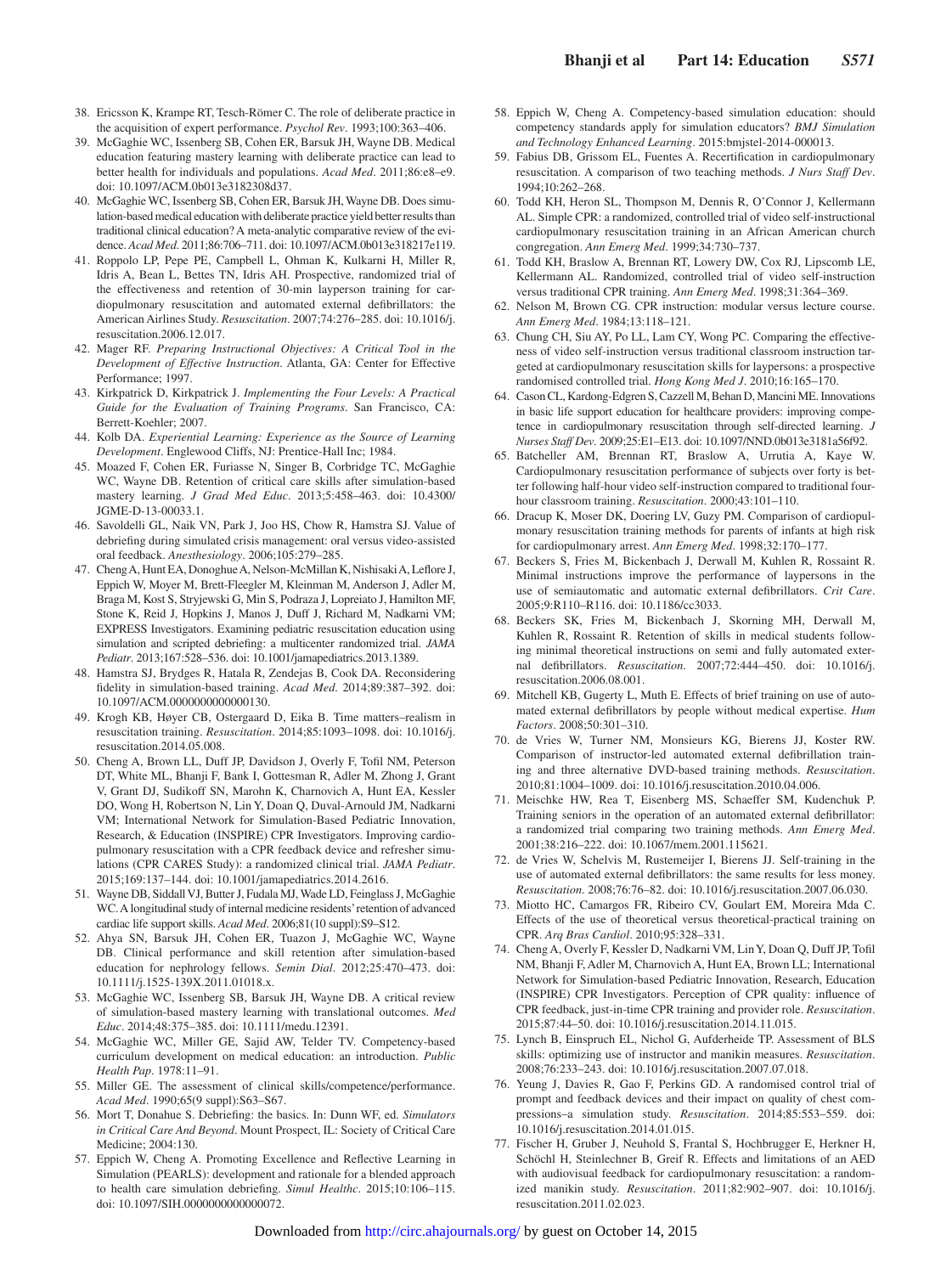38. Ericsson K, Krampe RT, Tesch-Römer C. The role of deliberate practice in the acquisition of expert performance. *Psychol Rev*. 1993;100:363–406.
39. McGaghie WC, Issenberg SB, Cohen ER, Barsuk JH, Wayne DB. Medical education featuring mastery learning with deliberate practice can lead to better health for individuals and populations. *Acad Med*. 2011;86:e8–e9. doi: 10.1097/ACM.0b013e3182308d37.
40. McGaghie WC, Issenberg SB, Cohen ER, Barsuk JH, Wayne DB. Does simulation-based medical education with deliberate practice yield better results than traditional clinical education? A meta-analytic comparative review of the evidence. *Acad Med*. 2011;86:706–711. doi: 10.1097/ACM.0b013e318217e119.
41. Roppolo LP, Pepe PE, Campbell L, Ohman K, Kulkarni H, Miller R, Idris A, Bean L, Bettes TN, Idris AH. Prospective, randomized trial of the effectiveness and retention of 30-min layperson training for cardiopulmonary resuscitation and automated external defibrillators: the American Airlines Study. *Resuscitation*. 2007;74:276–285. doi: 10.1016/j.resuscitation.2006.12.017.
42. Mager RF. *Preparing Instructional Objectives: A Critical Tool in the Development of Effective Instruction*. Atlanta, GA: Center for Effective Performance; 1997.
43. Kirkpatrick D, Kirkpatrick J. *Implementing the Four Levels: A Practical Guide for the Evaluation of Training Programs*. San Francisco, CA: Berrett-Koehler; 2007.
44. Kolb DA. *Experiential Learning: Experience as the Source of Learning Development*. Englewood Cliffs, NJ: Prentice-Hall Inc; 1984.
45. Moazed F, Cohen ER, Furiasse N, Singer B, Corbridge TC, McGaghie WC, Wayne DB. Retention of critical care skills after simulation-based mastery learning. *J Grad Med Educ*. 2013;5:458–463. doi: 10.4300/JGME-D-13-00033.1.
46. Savoldelli GL, Naik VN, Park J, Joo HS, Chow R, Hamstra SJ. Value of debriefing during simulated crisis management: oral versus video-assisted oral feedback. *Anesthesiology*. 2006;105:279–285.
47. Cheng A, Hunt EA, Donoghue A, Nelson-McMillan K, Nishisaki A, Leflore J, Eppich W, Moyer M, Brett-Fleegler M, Kleinman M, Anderson J, Adler M, Braga M, Kost S, Stryjewski G, Min S, Podraza J, Lopreiato J, Hamilton MF, Stone K, Reid J, Hopkins J, Manos J, Duff J, Richard M, Nadkarni VM; EXPRESS Investigators. Examining pediatric resuscitation education using simulation and scripted debriefing: a multicenter randomized trial. *JAMA Pediatr*. 2013;167:528–536. doi: 10.1001/jamapediatrics.2013.1389.
48. Hamstra SJ, Brydges R, Hatala R, Zendejas B, Cook DA. Reconsidering fidelity in simulation-based training. *Acad Med*. 2014;89:387–392. doi: 10.1097/ACM.0000000000000130.
49. Krogh KB, Høyer CB, Ostergaard D, Eika B. Time matters–realism in resuscitation training. *Resuscitation*. 2014;85:1093–1098. doi: 10.1016/j.resuscitation.2014.05.008.
50. Cheng A, Brown LL, Duff JP, Davidson J, Overly F, Tofil NM, Peterson DT, White ML, Bhanji F, Bank I, Gottesman R, Adler M, Zhong J, Grant V, Grant DJ, Sudikoff SN, Marohn K, Charnovich A, Hunt EA, Kessler DO, Wong H, Robertson N, Lin Y, Doan Q, Duval-Arnould JM, Nadkarni VM; International Network for Simulation-Based Pediatric Innovation, Research, & Education (INSPIRE) CPR Investigators. Improving cardiopulmonary resuscitation with a CPR feedback device and refresher simulations (CPR CARES Study): a randomized clinical trial. *JAMA Pediatr*. 2015;169:137–144. doi: 10.1001/jamapediatrics.2014.2616.
51. Wayne DB, Siddall VJ, Butter J, Fudala MJ, Wade LD, Feinglass J, McGaghie WC. A longitudinal study of internal medicine residents' retention of advanced cardiac life support skills. *Acad Med*. 2006;81(10 suppl):S9–S12.
52. Ahya SN, Barsuk JH, Cohen ER, Tuazon J, McGaghie WC, Wayne DB. Clinical performance and skill retention after simulation-based education for nephrology fellows. *Semin Dial*. 2012;25:470–473. doi: 10.1111/j.1525-139X.2011.01018.x.
53. McGaghie WC, Issenberg SB, Barsuk JH, Wayne DB. A critical review of simulation-based mastery learning with translational outcomes. *Med Educ*. 2014;48:375–385. doi: 10.1111/medu.12391.
54. McGaghie WC, Miller GE, Sajid AW, Telder TV. Competency-based curriculum development on medical education: an introduction. *Public Health Pap*. 1978:11–91.
55. Miller GE. The assessment of clinical skills/competence/performance. *Acad Med*. 1990;65(9 suppl):S63–S67.
56. Mort T, Donahue S. Debriefing: the basics. In: Dunn WF, ed. *Simulators in Critical Care And Beyond*. Mount Prospect, IL: Society of Critical Care Medicine; 2004:130.
57. Eppich W, Cheng A. Promoting Excellence and Reflective Learning in Simulation (PEARLS): development and rationale for a blended approach to health care simulation debriefing. *Simul Healthc*. 2015;10:106–115. doi: 10.1097/SIH.0000000000000072.
58. Eppich W, Cheng A. Competency-based simulation education: should competency standards apply for simulation educators? *BMJ Simulation and Technology Enhanced Learning*. 2015:bmjstel-2014-000013.
59. Fabius DB, Grissom EL, Fuentes A. Recertification in cardiopulmonary resuscitation. A comparison of two teaching methods. *J Nurs Staff Dev*. 1994;10:262–268.
60. Todd KH, Heron SL, Thompson M, Dennis R, O'Connor J, Kellermann AL. Simple CPR: a randomized, controlled trial of video self-instructional cardiopulmonary resuscitation training in an African American church congregation. *Ann Emerg Med*. 1999;34:730–737.
61. Todd KH, Braslow A, Brennan RT, Lowery DW, Cox RJ, Lipscomb LE, Kellermann AL. Randomized, controlled trial of video self-instruction versus traditional CPR training. *Ann Emerg Med*. 1998;31:364–369.
62. Nelson M, Brown CG. CPR instruction: modular versus lecture course. *Ann Emerg Med*. 1984;13:118–121.
63. Chung CH, Siu AY, Po LL, Lam CY, Wong PC. Comparing the effectiveness of video self-instruction versus traditional classroom instruction targeted at cardiopulmonary resuscitation skills for laypersons: a prospective randomised controlled trial. *Hong Kong Med J*. 2010;16:165–170.
64. Cason CL, Kardong-Edgren S, Cazzell M, Behan D, Mancini ME. Innovations in basic life support education for healthcare providers: improving competence in cardiopulmonary resuscitation through self-directed learning. *J Nurses Staff Dev*. 2009;25:E1–E13. doi: 10.1097/NND.0b013e3181a56f92.
65. Batcheller AM, Brennan RT, Braslow A, Urrutia A, Kaye W. Cardiopulmonary resuscitation performance of subjects over forty is better following half-hour video self-instruction compared to traditional four-hour classroom training. *Resuscitation*. 2000;43:101–110.
66. Dracup K, Moser DK, Doering LV, Guzy PM. Comparison of cardiopulmonary resuscitation training methods for parents of infants at high risk for cardiopulmonary arrest. *Ann Emerg Med*. 1998;32:170–177.
67. Beckers S, Fries M, Bickenbach J, Derwall M, Kuhlen R, Rossaint R. Minimal instructions improve the performance of laypersons in the use of semiautomatic and automatic external defibrillators. *Crit Care*. 2005;9:R110–R116. doi: 10.1186/cc3033.
68. Beckers SK, Fries M, Bickenbach J, Skorning MH, Derwall M, Kuhlen R, Rossaint R. Retention of skills in medical students following minimal theoretical instructions on semi and fully automated external defibrillators. *Resuscitation*. 2007;72:444–450. doi: 10.1016/j.resuscitation.2006.08.001.
69. Mitchell KB, Gugerty L, Muth E. Effects of brief training on use of automated external defibrillators by people without medical expertise. *Hum Factors*. 2008;50:301–310.
70. de Vries W, Turner NM, Monsieurs KG, Bierens JJ, Koster RW. Comparison of instructor-led automated external defibrillation training and three alternative DVD-based training methods. *Resuscitation*. 2010;81:1004–1009. doi: 10.1016/j.resuscitation.2010.04.006.
71. Meischke HW, Rea T, Eisenberg MS, Schaeffer SM, Kudenchuk P. Training seniors in the operation of an automated external defibrillator: a randomized trial comparing two training methods. *Ann Emerg Med*. 2001;38:216–222. doi: 10.1067/mem.2001.115621.
72. de Vries W, Schelvis M, Rustemeijer I, Bierens JJ. Self-training in the use of automated external defibrillators: the same results for less money. *Resuscitation*. 2008;76:76–82. doi: 10.1016/j.resuscitation.2007.06.030.
73. Miotto HC, Camargos FR, Ribeiro CV, Goulart EM, Moreira Mda C. Effects of the use of theoretical versus theoretical-practical training on CPR. *Arq Bras Cardiol*. 2010;95:328–331.
74. Cheng A, Overly F, Kessler D, Nadkarni VM, Lin Y, Doan Q, Duff JP, Tofil NM, Bhanji F, Adler M, Charnovich A, Hunt EA, Brown LL; International Network for Simulation-based Pediatric Innovation, Research, Education (INSPIRE) CPR Investigators. Perception of CPR quality: influence of CPR feedback, just-in-time CPR training and provider role. *Resuscitation*. 2015;87:44–50. doi: 10.1016/j.resuscitation.2014.11.015.
75. Lynch B, Einspruch EL, Nichol G, Aufderheide TP. Assessment of BLS skills: optimizing use of instructor and manikin measures. *Resuscitation*. 2008;76:233–243. doi: 10.1016/j.resuscitation.2007.07.018.
76. Yeung J, Davies R, Gao F, Perkins GD. A randomised control trial of prompt and feedback devices and their impact on quality of chest compressions–a simulation study. *Resuscitation*. 2014;85:553–559. doi: 10.1016/j.resuscitation.2014.01.015.
77. Fischer H, Gruber J, Neuhold S, Frantal S, Hochbrugger E, Herkner H, Schöchl H, Steinlechner B, Greif R. Effects and limitations of an AED with audiovisual feedback for cardiopulmonary resuscitation: a randomized manikin study. *Resuscitation*. 2011;82:902–907. doi: 10.1016/j.resuscitation.2011.02.023.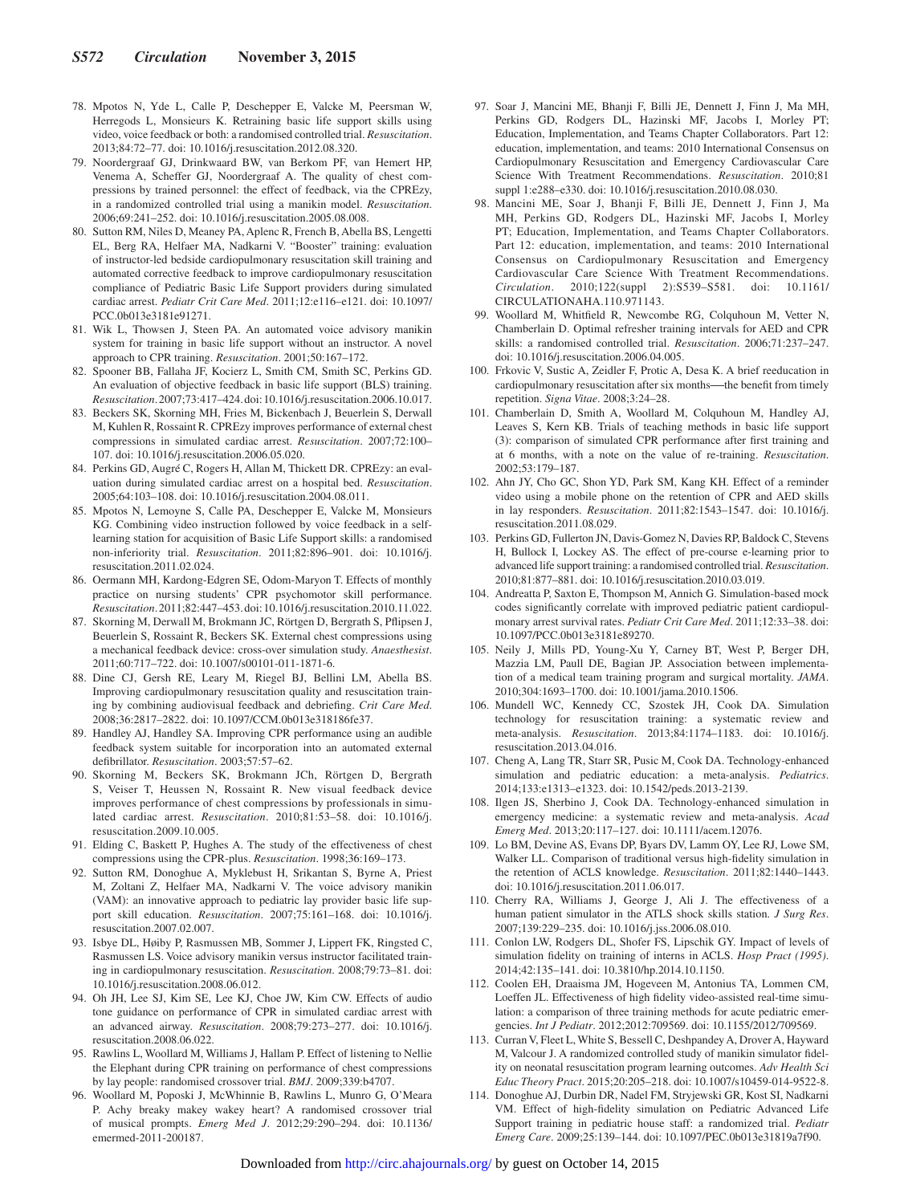78. Mpotos N, Yde L, Calle P, Deschepper E, Valcke M, Peersman W, Herregods L, Monsieurs K. Retraining basic life support skills using video, voice feedback or both: a randomised controlled trial. *Resuscitation*. 2013;84:72–77. doi: 10.1016/j.resuscitation.2012.08.320.
79. Noordergraaf GJ, Drinkwaard BW, van Berkom PF, van Hemert HP, Venema A, Scheffer GJ, Noordergraaf A. The quality of chest compressions by trained personnel: the effect of feedback, via the CPREzy, in a randomized controlled trial using a manikin model. *Resuscitation*. 2006;69:241–252. doi: 10.1016/j.resuscitation.2005.08.008.
80. Sutton RM, Niles D, Meaney PA, Aplenc R, French B, Abella BS, Lengetti EL, Berg RA, Helfaer MA, Nadkarni V. "Booster" training: evaluation of instructor-led bedside cardiopulmonary resuscitation skill training and automated corrective feedback to improve cardiopulmonary resuscitation compliance of Pediatric Basic Life Support providers during simulated cardiac arrest. *Pediatr Crit Care Med*. 2011;12:e116–e121. doi: 10.1097/PCC.0b013e3181e91271.
81. Wik L, Thowsen J, Steen PA. An automated voice advisory manikin system for training in basic life support without an instructor. A novel approach to CPR training. *Resuscitation*. 2001;50:167–172.
82. Spooner BB, Fallaha JF, Kocierz L, Smith CM, Smith SC, Perkins GD. An evaluation of objective feedback in basic life support (BLS) training. *Resuscitation*. 2007;73:417–424. doi: 10.1016/j.resuscitation.2006.10.017.
83. Beckers SK, Skorning MH, Fries M, Bickenbach J, Beuerlein S, Derwall M, Kuhlen R, Rossaint R. CPREzy improves performance of external chest compressions in simulated cardiac arrest. *Resuscitation*. 2007;72:100–107. doi: 10.1016/j.resuscitation.2006.05.020.
84. Perkins GD, Augré C, Rogers H, Allan M, Thickett DR. CPREzy: an evaluation during simulated cardiac arrest on a hospital bed. *Resuscitation*. 2005;64:103–108. doi: 10.1016/j.resuscitation.2004.08.011.
85. Mpotos N, Lemoyne S, Calle PA, Deschepper E, Valcke M, Monsieurs KG. Combining video instruction followed by voice feedback in a self-learning station for acquisition of Basic Life Support skills: a randomised non-inferiority trial. *Resuscitation*. 2011;82:896–901. doi: 10.1016/j.resuscitation.2011.02.024.
86. Oermann MH, Kardong-Edgren SE, Odom-Maryon T. Effects of monthly practice on nursing students' CPR psychomotor skill performance. *Resuscitation*. 2011;82:447–453. doi: 10.1016/j.resuscitation.2010.11.022.
87. Skorning M, Derwall M, Brokmann JC, Rörtgen D, Bergrath S, Pflipsen J, Beuerlein S, Rossaint R, Beckers SK. External chest compressions using a mechanical feedback device: cross-over simulation study. *Anaesthesist*. 2011;60:717–722. doi: 10.1007/s00101-011-1871-6.
88. Dine CJ, Gersh RE, Leary M, Riegel BJ, Bellini LM, Abella BS. Improving cardiopulmonary resuscitation quality and resuscitation training by combining audiovisual feedback and debriefing. *Crit Care Med*. 2008;36:2817–2822. doi: 10.1097/CCM.0b013e318186fe37.
89. Handley AJ, Handley SA. Improving CPR performance using an audible feedback system suitable for incorporation into an automated external defibrillator. *Resuscitation*. 2003;57:57–62.
90. Skorning M, Beckers SK, Brokmann JCh, Rörtgen D, Bergrath S, Veiser T, Heussen N, Rossaint R. New visual feedback device improves performance of chest compressions by professionals in simulated cardiac arrest. *Resuscitation*. 2010;81:53–58. doi: 10.1016/j.resuscitation.2009.10.005.
91. Elding C, Baskett P, Hughes A. The study of the effectiveness of chest compressions using the CPR-plus. *Resuscitation*. 1998;36:169–173.
92. Sutton RM, Donoghue A, Myklebust H, Srikantan S, Byrne A, Priest M, Zoltani Z, Helfaer MA, Nadkarni V. The voice advisory manikin (VAM): an innovative approach to pediatric lay provider basic life support skill education. *Resuscitation*. 2007;75:161–168. doi: 10.1016/j.resuscitation.2007.02.007.
93. Isbye DL, Høiby P, Rasmussen MB, Sommer J, Lippert FK, Ringsted C, Rasmussen LS. Voice advisory manikin versus instructor facilitated training in cardiopulmonary resuscitation. *Resuscitation*. 2008;79:73–81. doi: 10.1016/j.resuscitation.2008.06.012.
94. Oh JH, Lee SJ, Kim SE, Lee KJ, Choe JW, Kim CW. Effects of audio tone guidance on performance of CPR in simulated cardiac arrest with an advanced airway. *Resuscitation*. 2008;79:273–277. doi: 10.1016/j.resuscitation.2008.06.022.
95. Rawlins L, Woollard M, Williams J, Hallam P. Effect of listening to Nellie the Elephant during CPR training on performance of chest compressions by lay people: randomised crossover trial. *BMJ*. 2009;339:b4707.
96. Woollard M, Poposki J, McWhinnie B, Rawlins L, Munro G, O'Meara P. Achy breaky makey wakey heart? A randomised crossover trial of musical prompts. *Emerg Med J*. 2012;29:290–294. doi: 10.1136/emermed-2011-200187.
97. Soar J, Mancini ME, Bhanji F, Billi JE, Dennett J, Finn J, Ma MH, Perkins GD, Rodgers DL, Hazinski MF, Jacobs I, Morley PT; Education, Implementation, and Teams Chapter Collaborators. Part 12: education, implementation, and teams: 2010 International Consensus on Cardiopulmonary Resuscitation and Emergency Cardiovascular Care Science With Treatment Recommendations. *Resuscitation*. 2010;81 suppl 1:e288–e330. doi: 10.1016/j.resuscitation.2010.08.030.
98. Mancini ME, Soar J, Bhanji F, Billi JE, Dennett J, Finn J, Ma MH, Perkins GD, Rodgers DL, Hazinski MF, Jacobs I, Morley PT; Education, Implementation, and Teams Chapter Collaborators. Part 12: education, implementation, and teams: 2010 International Consensus on Cardiopulmonary Resuscitation and Emergency Cardiovascular Care Science With Treatment Recommendations. *Circulation*. 2010;122(suppl 2):S539–S581. doi: 10.1161/CIRCULATIONAHA.110.971143.
99. Woollard M, Whitfield R, Newcombe RG, Colquhoun M, Vetter N, Chamberlain D. Optimal refresher training intervals for AED and CPR skills: a randomised controlled trial. *Resuscitation*. 2006;71:237–247. doi: 10.1016/j.resuscitation.2006.04.005.
100. Frkovic V, Sustic A, Zeidler F, Protic A, Desa K. A brief reeducation in cardiopulmonary resuscitation after six months—the benefit from timely repetition. *Signa Vitae*. 2008;3:24–28.
101. Chamberlain D, Smith A, Woollard M, Colquhoun M, Handley AJ, Leaves S, Kern KB. Trials of teaching methods in basic life support (3): comparison of simulated CPR performance after first training and at 6 months, with a note on the value of re-training. *Resuscitation*. 2002;53:179–187.
102. Ahn JY, Cho GC, Shon YD, Park SM, Kang KH. Effect of a reminder video using a mobile phone on the retention of CPR and AED skills in lay responders. *Resuscitation*. 2011;82:1543–1547. doi: 10.1016/j.resuscitation.2011.08.029.
103. Perkins GD, Fullerton JN, Davis-Gomez N, Davies RP, Baldock C, Stevens H, Bullock I, Lockey AS. The effect of pre-course e-learning prior to advanced life support training: a randomised controlled trial. *Resuscitation*. 2010;81:877–881. doi: 10.1016/j.resuscitation.2010.03.019.
104. Andreatta P, Saxton E, Thompson M, Annich G. Simulation-based mock codes significantly correlate with improved pediatric patient cardiopulmonary arrest survival rates. *Pediatr Crit Care Med*. 2011;12:33–38. doi: 10.1097/PCC.0b013e3181e89270.
105. Neily J, Mills PD, Young-Xu Y, Carney BT, West P, Berger DH, Mazzia LM, Paull DE, Bagian JP. Association between implementation of a medical team training program and surgical mortality. *JAMA*. 2010;304:1693–1700. doi: 10.1001/jama.2010.1506.
106. Mundell WC, Kennedy CC, Szostek JH, Cook DA. Simulation technology for resuscitation training: a systematic review and meta-analysis. *Resuscitation*. 2013;84:1174–1183. doi: 10.1016/j.resuscitation.2013.04.016.
107. Cheng A, Lang TR, Starr SR, Pusic M, Cook DA. Technology-enhanced simulation and pediatric education: a meta-analysis. *Pediatrics*. 2014;133:e1313–e1323. doi: 10.1542/peds.2013-2139.
108. Ilgen JS, Sherbino J, Cook DA. Technology-enhanced simulation in emergency medicine: a systematic review and meta-analysis. *Acad Emerg Med*. 2013;20:117–127. doi: 10.1111/acem.12076.
109. Lo BM, Devine AS, Evans DP, Byars DV, Lamm OY, Lee RJ, Lowe SM, Walker LL. Comparison of traditional versus high-fidelity simulation in the retention of ACLS knowledge. *Resuscitation*. 2011;82:1440–1443. doi: 10.1016/j.resuscitation.2011.06.017.
110. Cherry RA, Williams J, George J, Ali J. The effectiveness of a human patient simulator in the ATLS shock skills station. *J Surg Res*. 2007;139:229–235. doi: 10.1016/j.jss.2006.08.010.
111. Conlon LW, Rodgers DL, Shofer FS, Lipschik GY. Impact of levels of simulation fidelity on training of interns in ACLS. *Hosp Pract (1995)*. 2014;42:135–141. doi: 10.3810/hp.2014.10.1150.
112. Coolen EH, Draaisma JM, Hogeveen M, Antonius TA, Lommen CM, Loeffen JL. Effectiveness of high fidelity video-assisted real-time simulation: a comparison of three training methods for acute pediatric emergencies. *Int J Pediatr*. 2012;2012:709569. doi: 10.1155/2012/709569.
113. Curran V, Fleet L, White S, Bessell C, Deshpandey A, Drover A, Hayward M, Valcour J. A randomized controlled study of manikin simulator fidelity on neonatal resuscitation program learning outcomes. *Adv Health Sci Educ Theory Pract*. 2015;20:205–218. doi: 10.1007/s10459-014-9522-8.
114. Donoghue AJ, Durbin DR, Nadel FM, Stryjewski GR, Kost SI, Nadkarni VM. Effect of high-fidelity simulation on Pediatric Advanced Life Support training in pediatric house staff: a randomized trial. *Pediatr Emerg Care*. 2009;25:139–144. doi: 10.1097/PEC.0b013e31819a7f90.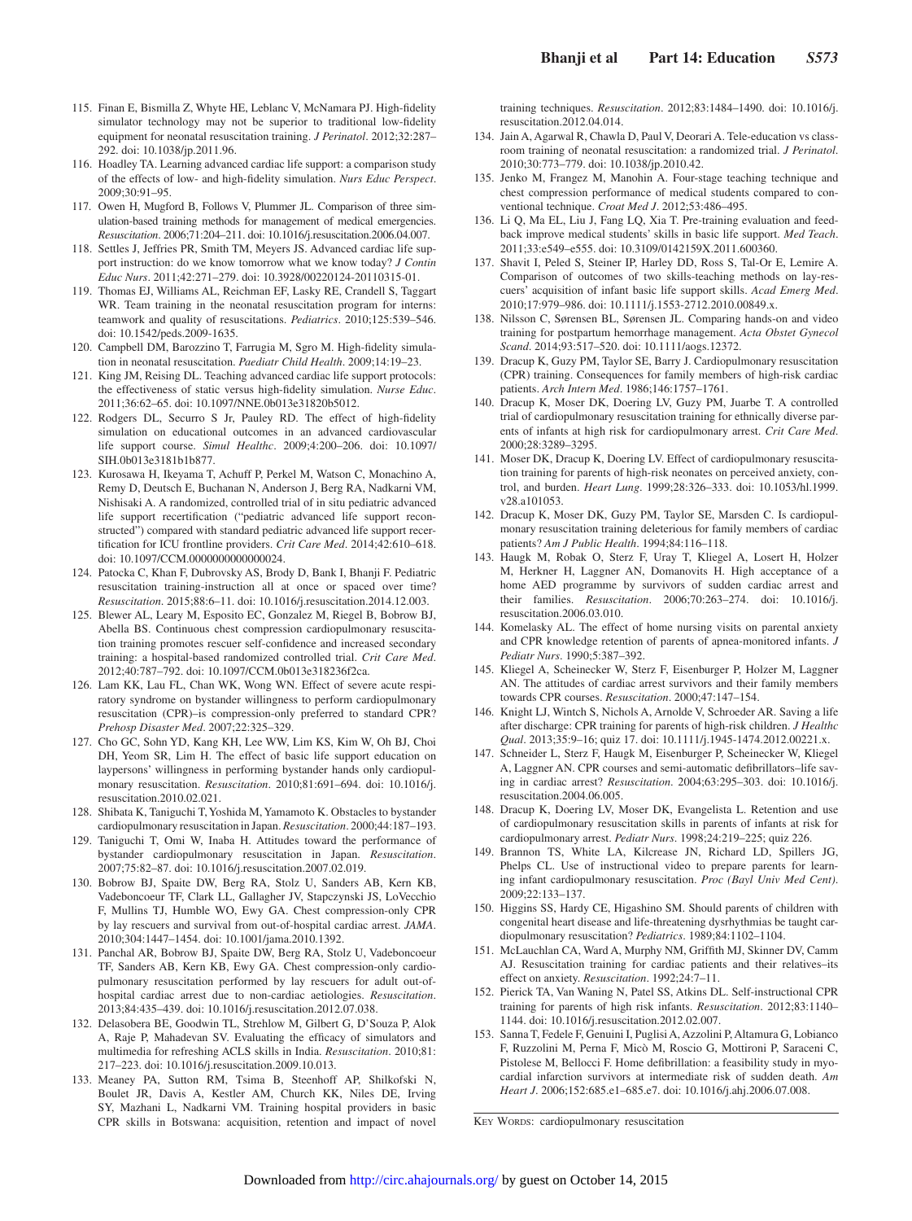115. Finan E, Bismilla Z, Whyte HE, Leblanc V, McNamara PJ. High-fidelity simulator technology may not be superior to traditional low-fidelity equipment for neonatal resuscitation training. *J Perinatol*. 2012;32:287–292. doi: 10.1038/jp.2011.96.
116. Hoadley TA. Learning advanced cardiac life support: a comparison study of the effects of low- and high-fidelity simulation. *Nurs Educ Perspect*. 2009;30:91–95.
117. Owen H, Mugford B, Follows V, Plummer JL. Comparison of three simulation-based training methods for management of medical emergencies. *Resuscitation*. 2006;71:204–211. doi: 10.1016/j.resuscitation.2006.04.007.
118. Settles J, Jeffries PR, Smith TM, Meyers JS. Advanced cardiac life support instruction: do we know tomorrow what we know today? *J Contin Educ Nurs*. 2011;42:271–279. doi: 10.3928/00220124-20110315-01.
119. Thomas EJ, Williams AL, Reichman EF, Lasky RE, Crandell S, Taggart WR. Team training in the neonatal resuscitation program for interns: teamwork and quality of resuscitations. *Pediatrics*. 2010;125:539–546. doi: 10.1542/peds.2009-1635.
120. Campbell DM, Barozzino T, Farrugia M, Sgro M. High-fidelity simulation in neonatal resuscitation. *Paediatr Child Health*. 2009;14:19–23.
121. King JM, Reising DL. Teaching advanced cardiac life support protocols: the effectiveness of static versus high-fidelity simulation. *Nurse Educ*. 2011;36:62–65. doi: 10.1097/NNE.0b013e31820b5012.
122. Rodgers DL, Securro S Jr, Pauley RD. The effect of high-fidelity simulation on educational outcomes in an advanced cardiovascular life support course. *Simul Healthc*. 2009;4:200–206. doi: 10.1097/SIH.0b013e3181b1b877.
123. Kurosawa H, Ikeyama T, Achuff P, Perkel M, Watson C, Monachino A, Remy D, Deutsch E, Buchanan N, Anderson J, Berg RA, Nadkarni VM, Nishisaki A. A randomized, controlled trial of in situ pediatric advanced life support recertification ("pediatric advanced life support reconstructed") compared with standard pediatric advanced life support recertification for ICU frontline providers. *Crit Care Med*. 2014;42:610–618. doi: 10.1097/CCM.0000000000000024.
124. Patocka C, Khan F, Dubrovsky AS, Brody D, Bank I, Bhanji F. Pediatric resuscitation training-instruction all at once or spaced over time? *Resuscitation*. 2015;88:6–11. doi: 10.1016/j.resuscitation.2014.12.003.
125. Blewer AL, Leary M, Esposito EC, Gonzalez M, Riegel B, Bobrow BJ, Abella BS. Continuous chest compression cardiopulmonary resuscitation training promotes rescuer self-confidence and increased secondary training: a hospital-based randomized controlled trial. *Crit Care Med*. 2012;40:787–792. doi: 10.1097/CCM.0b013e318236f2ca.
126. Lam KK, Lau FL, Chan WK, Wong WN. Effect of severe acute respiratory syndrome on bystander willingness to perform cardiopulmonary resuscitation (CPR)–is compression-only preferred to standard CPR? *Prehosp Disaster Med*. 2007;22:325–329.
127. Cho GC, Sohn YD, Kang KH, Lee WW, Lim KS, Kim W, Oh BJ, Choi DH, Yeom SR, Lim H. The effect of basic life support education on laypersons' willingness in performing bystander hands only cardiopulmonary resuscitation. *Resuscitation*. 2010;81:691–694. doi: 10.1016/j.resuscitation.2010.02.021.
128. Shibata K, Taniguchi T, Yoshida M, Yamamoto K. Obstacles to bystander cardiopulmonary resuscitation in Japan. *Resuscitation*. 2000;44:187–193.
129. Taniguchi T, Omi W, Inaba H. Attitudes toward the performance of bystander cardiopulmonary resuscitation in Japan. *Resuscitation*. 2007;75:82–87. doi: 10.1016/j.resuscitation.2007.02.019.
130. Bobrow BJ, Spaite DW, Berg RA, Stolz U, Sanders AB, Kern KB, Vadeboncoeur TF, Clark LL, Gallagher JV, Stapczynski JS, LoVecchio F, Mullins TJ, Humble WO, Ewy GA. Chest compression-only CPR by lay rescuers and survival from out-of-hospital cardiac arrest. *JAMA*. 2010;304:1447–1454. doi: 10.1001/jama.2010.1392.
131. Panchal AR, Bobrow BJ, Spaite DW, Berg RA, Stolz U, Vadeboncoeur TF, Sanders AB, Kern KB, Ewy GA. Chest compression-only cardiopulmonary resuscitation performed by lay rescuers for adult out-of-hospital cardiac arrest due to non-cardiac aetiologies. *Resuscitation*. 2013;84:435–439. doi: 10.1016/j.resuscitation.2012.07.038.
132. Delasobera BE, Goodwin TL, Strehlow M, Gilbert G, D'Souza P, Alok A, Raje P, Mahadevan SV. Evaluating the efficacy of simulators and multimedia for refreshing ACLS skills in India. *Resuscitation*. 2010;81:217–223. doi: 10.1016/j.resuscitation.2009.10.013.
133. Meaney PA, Sutton RM, Tsima B, Steenhoff AP, Shilkofski N, Boulet JR, Davis A, Kestler AM, Church KK, Niles DE, Irving SY, Mazhani L, Nadkarni VM. Training hospital providers in basic CPR skills in Botswana: acquisition, retention and impact of novel training techniques. *Resuscitation*. 2012;83:1484–1490. doi: 10.1016/j.resuscitation.2012.04.014.
134. Jain A, Agarwal R, Chawla D, Paul V, Deorari A. Tele-education vs classroom training of neonatal resuscitation: a randomized trial. *J Perinatol*. 2010;30:773–779. doi: 10.1038/jp.2010.42.
135. Jenko M, Frangez M, Manohin A. Four-stage teaching technique and chest compression performance of medical students compared to conventional technique. *Croat Med J*. 2012;53:486–495.
136. Li Q, Ma EL, Liu J, Fang LQ, Xia T. Pre-training evaluation and feedback improve medical students' skills in basic life support. *Med Teach*. 2011;33:e549–e555. doi: 10.3109/0142159X.2011.600360.
137. Shavit I, Peled S, Steiner IP, Harley DD, Ross S, Tal-Or E, Lemire A. Comparison of outcomes of two skills-teaching methods on lay-rescuers' acquisition of infant basic life support skills. *Acad Emerg Med*. 2010;17:979–986. doi: 10.1111/j.1553-2712.2010.00849.x.
138. Nilsson C, Sørensen BL, Sørensen JL. Comparing hands-on and video training for postpartum hemorrhage management. *Acta Obstet Gynecol Scand*. 2014;93:517–520. doi: 10.1111/aogs.12372.
139. Dracup K, Guzy PM, Taylor SE, Barry J. Cardiopulmonary resuscitation (CPR) training. Consequences for family members of high-risk cardiac patients. *Arch Intern Med*. 1986;146:1757–1761.
140. Dracup K, Moser DK, Doering LV, Guzy PM, Juarbe T. A controlled trial of cardiopulmonary resuscitation training for ethnically diverse parents of infants at high risk for cardiopulmonary arrest. *Crit Care Med*. 2000;28:3289–3295.
141. Moser DK, Dracup K, Doering LV. Effect of cardiopulmonary resuscitation training for parents of high-risk neonates on perceived anxiety, control, and burden. *Heart Lung*. 1999;28:326–333. doi: 10.1053/hl.1999.v28.a101053.
142. Dracup K, Moser DK, Guzy PM, Taylor SE, Marsden C. Is cardiopulmonary resuscitation training deleterious for family members of cardiac patients? *Am J Public Health*. 1994;84:116–118.
143. Haugk M, Robak O, Sterz F, Uray T, Kliegel A, Losert H, Holzer M, Herkner H, Laggner AN, Domanovits H. High acceptance of a home AED programme by survivors of sudden cardiac arrest and their families. *Resuscitation*. 2006;70:263–274. doi: 10.1016/j.resuscitation.2006.03.010.
144. Komelasky AL. The effect of home nursing visits on parental anxiety and CPR knowledge retention of parents of apnea-monitored infants. *J Pediatr Nurs*. 1990;5:387–392.
145. Kliegel A, Scheinecker W, Sterz F, Eisenburger P, Holzer M, Laggner AN. The attitudes of cardiac arrest survivors and their family members towards CPR courses. *Resuscitation*. 2000;47:147–154.
146. Knight LJ, Wintch S, Nichols A, Arnolde V, Schroeder AR. Saving a life after discharge: CPR training for parents of high-risk children. *J Healthc Qual*. 2013;35:9–16; quiz 17. doi: 10.1111/j.1945-1474.2012.00221.x.
147. Schneider L, Sterz F, Haugk M, Eisenburger P, Scheinecker W, Kliegel A, Laggner AN. CPR courses and semi-automatic defibrillators–life saving in cardiac arrest? *Resuscitation*. 2004;63:295–303. doi: 10.1016/j.resuscitation.2004.06.005.
148. Dracup K, Doering LV, Moser DK, Evangelista L. Retention and use of cardiopulmonary resuscitation skills in parents of infants at risk for cardiopulmonary arrest. *Pediatr Nurs*. 1998;24:219–225; quiz 226.
149. Brannon TS, White LA, Kilcrease JN, Richard LD, Spillers JG, Phelps CL. Use of instructional video to prepare parents for learning infant cardiopulmonary resuscitation. *Proc (Bayl Univ Med Cent)*. 2009;22:133–137.
150. Higgins SS, Hardy CE, Higashino SM. Should parents of children with congenital heart disease and life-threatening dysrhythmias be taught cardiopulmonary resuscitation? *Pediatrics*. 1989;84:1102–1104.
151. McLauchlan CA, Ward A, Murphy NM, Griffith MJ, Skinner DV, Camm AJ. Resuscitation training for cardiac patients and their relatives–its effect on anxiety. *Resuscitation*. 1992;24:7–11.
152. Pierick TA, Van Waning N, Patel SS, Atkins DL. Self-instructional CPR training for parents of high risk infants. *Resuscitation*. 2012;83:1140–1144. doi: 10.1016/j.resuscitation.2012.02.007.
153. Sanna T, Fedele F, Genuini I, Puglisi A, Azzolini P, Altamura G, Lobianco F, Ruzzolini M, Perna F, Micò M, Roscio G, Mottironi P, Saraceni C, Pistolese M, Bellocci F. Home defibrillation: a feasibility study in myocardial infarction survivors at intermediate risk of sudden death. *Am Heart J*. 2006;152:685.e1–685.e7. doi: 10.1016/j.ahj.2006.07.008.

KEY WORDS: cardiopulmonary resuscitation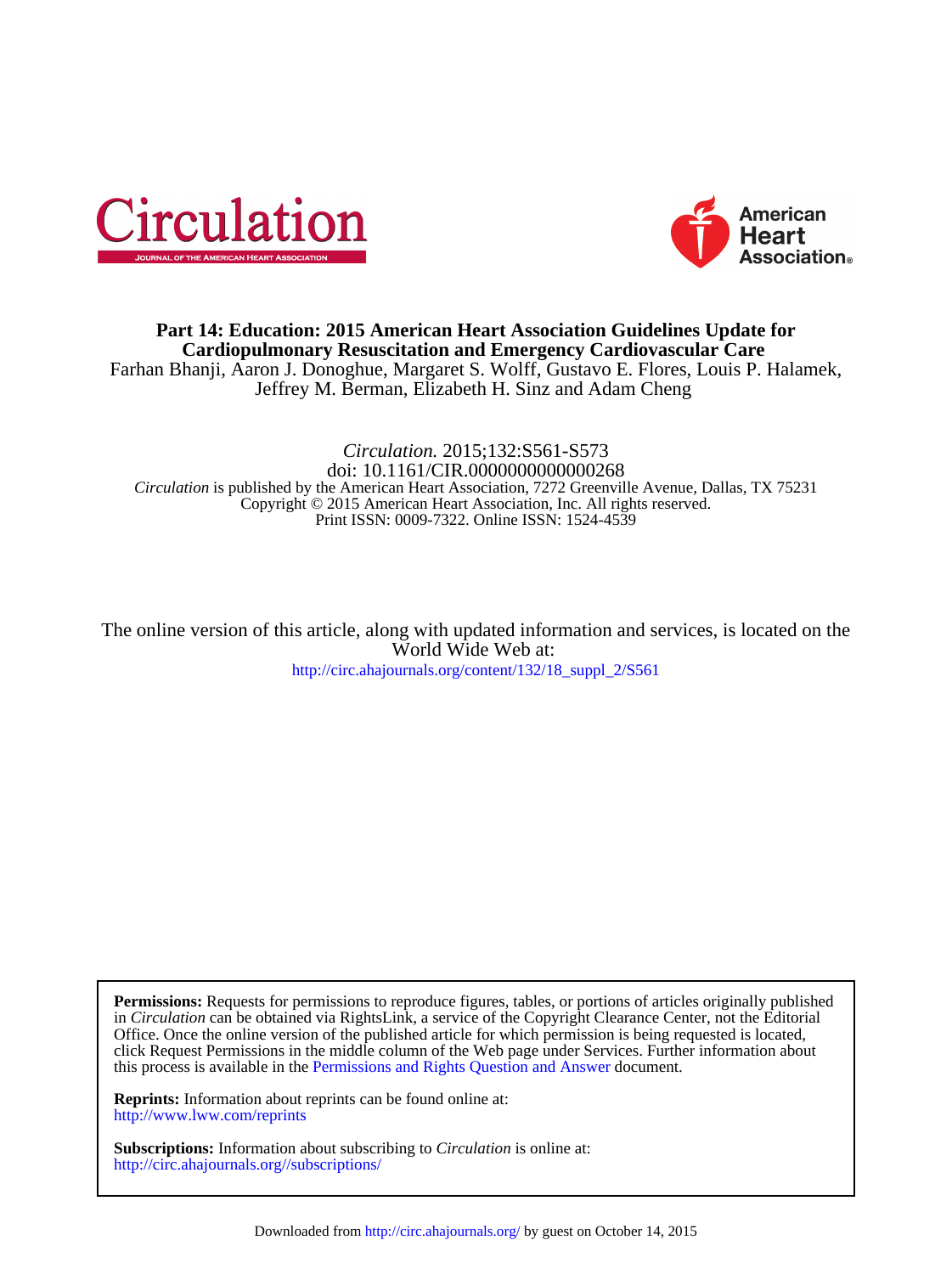**Part 14: Education: 2015 American Heart Association Guidelines Update for Cardiopulmonary Resuscitation and Emergency Cardiovascular Care**

Farhan Bhanji, Aaron J. Donoghue, Margaret S. Wolff, Gustavo E. Flores, Louis P. Halamek, Jeffrey M. Berman, Elizabeth H. Sinz and Adam Cheng

*Circulation.* 2015;132:S561-S573

doi: 10.1161/CIR.0000000000000268

*Circulation* is published by the American Heart Association, 7272 Greenville Avenue, Dallas, TX 75231

Copyright © 2015 American Heart Association, Inc. All rights reserved.

Print ISSN: 0009-7322. Online ISSN: 1524-4539

The online version of this article, along with updated information and services, is located on the World Wide Web at:

http://circ.ahajournals.org/content/132/18_suppl_2/S561

**Permissions:** Requests for permissions to reproduce figures, tables, or portions of articles originally published in *Circulation* can be obtained via RightsLink, a service of the Copyright Clearance Center, not the Editorial Office. Once the online version of the published article for which permission is being requested is located, click Request Permissions in the middle column of the Web page under Services. Further information about this process is available in the Permissions and Rights Question and Answer document.

**Reprints:** Information about reprints can be found online at:
http://www.lww.com/reprints

**Subscriptions:** Information about subscribing to *Circulation* is online at:
http://circ.ahajournals.org//subscriptions/

Downloaded from http://circ.ahajournals.org/ by guest on October 14, 2015